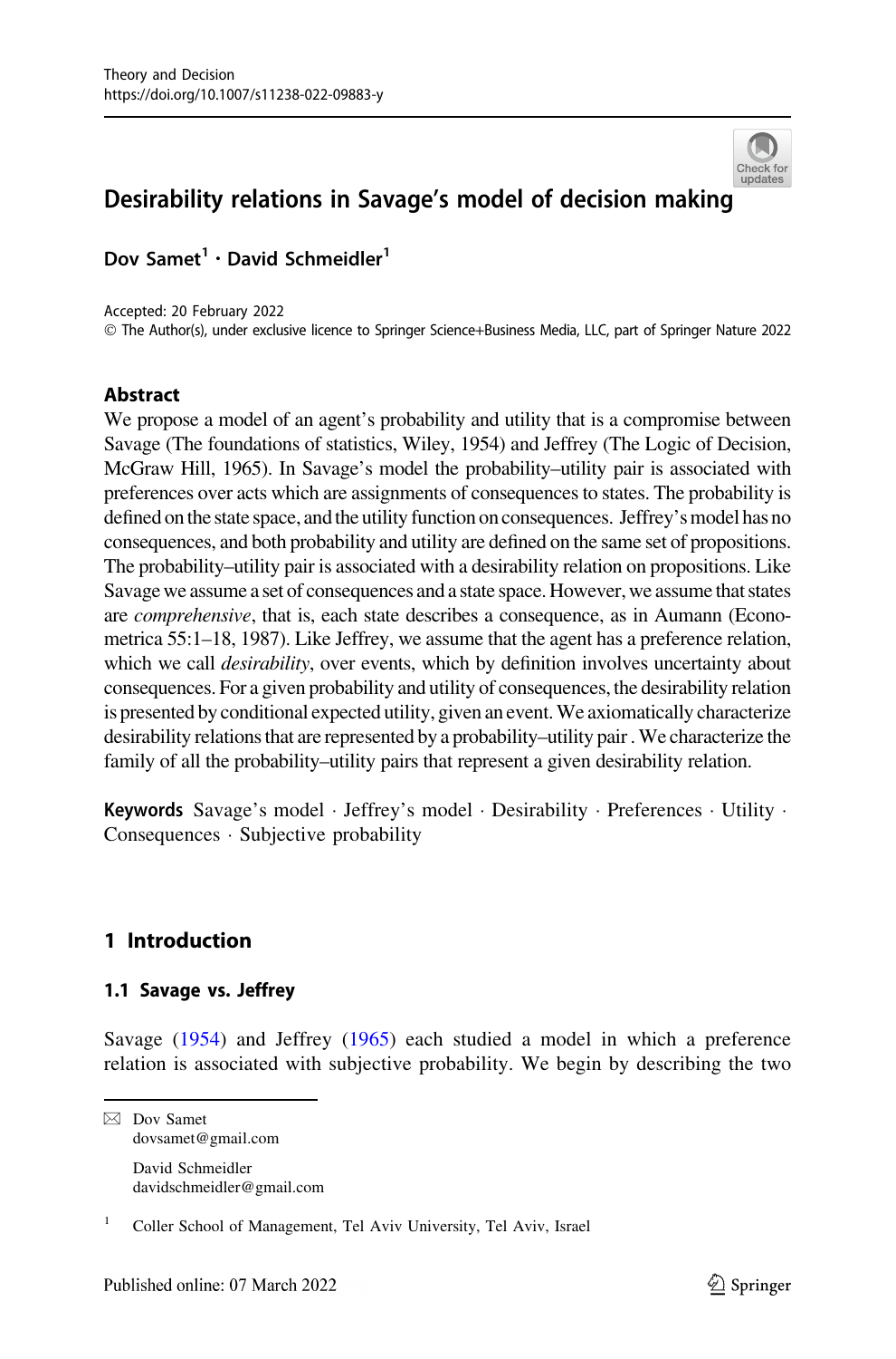# Desirability relations in Savage's model of decision making

**Dov Samet[1] · David Schmeidler[1]**

Accepted: 20 February 2022
© The Author(s), under exclusive licence to Springer Science+Business Media, LLC, part of Springer Nature 2022

## Abstract

We propose a model of an agent's probability and utility that is a compromise between Savage (The foundations of statistics, Wiley, 1954) and Jeffrey (The Logic of Decision, McGraw Hill, 1965). In Savage's model the probability–utility pair is associated with preferences over acts which are assignments of consequences to states. The probability is defined on the state space, and the utility function on consequences. Jeffrey's model has no consequences, and both probability and utility are defined on the same set of propositions. The probability–utility pair is associated with a desirability relation on propositions. Like Savage we assume a set of consequences and a state space. However, we assume that states are *comprehensive*, that is, each state describes a consequence, as in Aumann (Econometrica 55:1–18, 1987). Like Jeffrey, we assume that the agent has a preference relation, which we call *desirability*, over events, which by definition involves uncertainty about consequences. For a given probability and utility of consequences, the desirability relation is presented by conditional expected utility, given an event. We axiomatically characterize desirability relations that are represented by a probability–utility pair . We characterize the family of all the probability–utility pairs that represent a given desirability relation.

**Keywords** Savage's model · Jeffrey's model · Desirability · Preferences · Utility · Consequences · Subjective probability

## 1 Introduction

### 1.1 Savage vs. Jeffrey

Savage (1954) and Jeffrey (1965) each studied a model in which a preference relation is associated with subjective probability. We begin by describing the two

---

✉ Dov Samet
dovsamet@gmail.com

David Schmeidler
davidschmeidler@gmail.com

[1] Coller School of Management, Tel Aviv University, Tel Aviv, Israel

Published online: 07 March 2022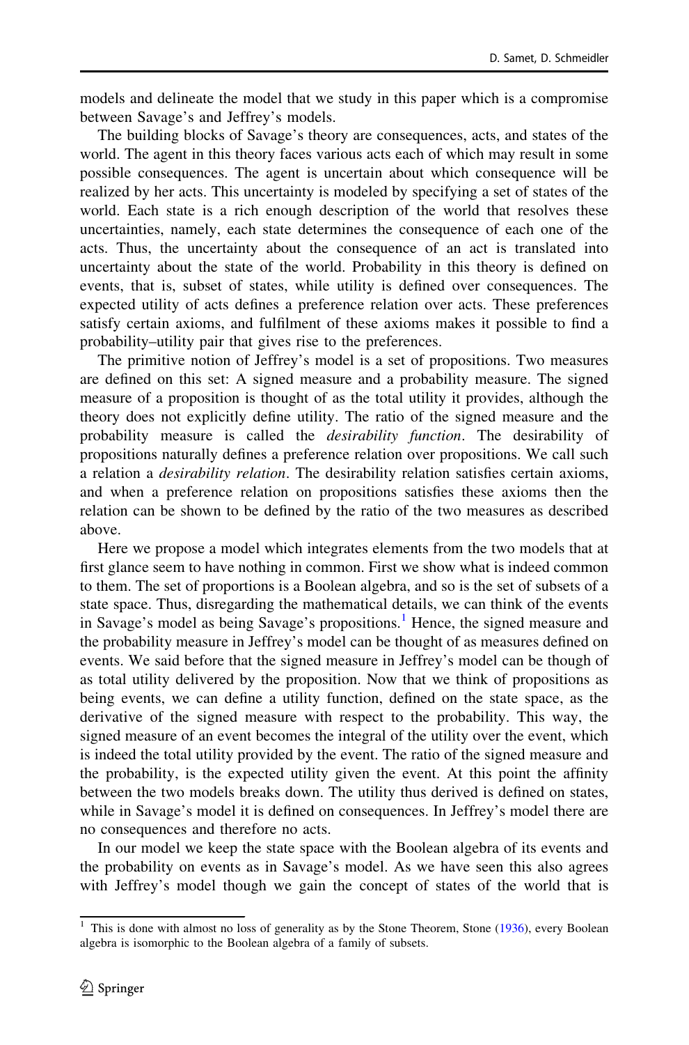models and delineate the model that we study in this paper which is a compromise between Savage's and Jeffrey's models.

The building blocks of Savage's theory are consequences, acts, and states of the world. The agent in this theory faces various acts each of which may result in some possible consequences. The agent is uncertain about which consequence will be realized by her acts. This uncertainty is modeled by specifying a set of states of the world. Each state is a rich enough description of the world that resolves these uncertainties, namely, each state determines the consequence of each one of the acts. Thus, the uncertainty about the consequence of an act is translated into uncertainty about the state of the world. Probability in this theory is defined on events, that is, subset of states, while utility is defined over consequences. The expected utility of acts defines a preference relation over acts. These preferences satisfy certain axioms, and fulfilment of these axioms makes it possible to find a probability–utility pair that gives rise to the preferences.

The primitive notion of Jeffrey's model is a set of propositions. Two measures are defined on this set: A signed measure and a probability measure. The signed measure of a proposition is thought of as the total utility it provides, although the theory does not explicitly define utility. The ratio of the signed measure and the probability measure is called the *desirability function*. The desirability of propositions naturally defines a preference relation over propositions. We call such a relation a *desirability relation*. The desirability relation satisfies certain axioms, and when a preference relation on propositions satisfies these axioms then the relation can be shown to be defined by the ratio of the two measures as described above.

Here we propose a model which integrates elements from the two models that at first glance seem to have nothing in common. First we show what is indeed common to them. The set of proportions is a Boolean algebra, and so is the set of subsets of a state space. Thus, disregarding the mathematical details, we can think of the events in Savage's model as being Savage's propositions.[1] Hence, the signed measure and the probability measure in Jeffrey's model can be thought of as measures defined on events. We said before that the signed measure in Jeffrey's model can be though of as total utility delivered by the proposition. Now that we think of propositions as being events, we can define a utility function, defined on the state space, as the derivative of the signed measure with respect to the probability. This way, the signed measure of an event becomes the integral of the utility over the event, which is indeed the total utility provided by the event. The ratio of the signed measure and the probability, is the expected utility given the event. At this point the affinity between the two models breaks down. The utility thus derived is defined on states, while in Savage's model it is defined on consequences. In Jeffrey's model there are no consequences and therefore no acts.

In our model we keep the state space with the Boolean algebra of its events and the probability on events as in Savage's model. As we have seen this also agrees with Jeffrey's model though we gain the concept of states of the world that is

---

[1] This is done with almost no loss of generality as by the Stone Theorem, Stone (1936), every Boolean algebra is isomorphic to the Boolean algebra of a family of subsets.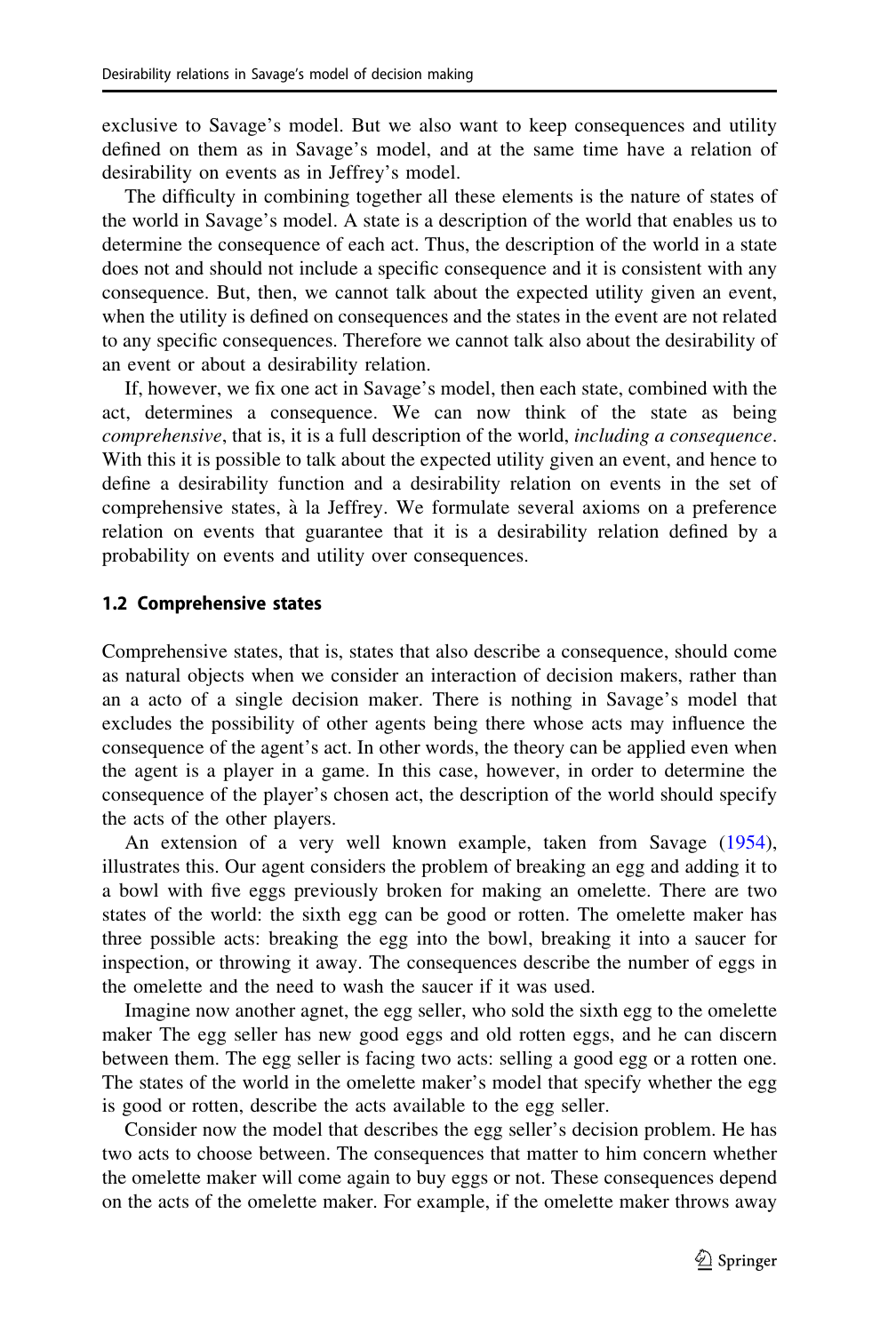exclusive to Savage's model. But we also want to keep consequences and utility defined on them as in Savage's model, and at the same time have a relation of desirability on events as in Jeffrey's model.

The difficulty in combining together all these elements is the nature of states of the world in Savage's model. A state is a description of the world that enables us to determine the consequence of each act. Thus, the description of the world in a state does not and should not include a specific consequence and it is consistent with any consequence. But, then, we cannot talk about the expected utility given an event, when the utility is defined on consequences and the states in the event are not related to any specific consequences. Therefore we cannot talk also about the desirability of an event or about a desirability relation.

If, however, we fix one act in Savage's model, then each state, combined with the act, determines a consequence. We can now think of the state as being *comprehensive*, that is, it is a full description of the world, *including a consequence*. With this it is possible to talk about the expected utility given an event, and hence to define a desirability function and a desirability relation on events in the set of comprehensive states, à la Jeffrey. We formulate several axioms on a preference relation on events that guarantee that it is a desirability relation defined by a probability on events and utility over consequences.

### 1.2 Comprehensive states

Comprehensive states, that is, states that also describe a consequence, should come as natural objects when we consider an interaction of decision makers, rather than an a acto of a single decision maker. There is nothing in Savage's model that excludes the possibility of other agents being there whose acts may influence the consequence of the agent's act. In other words, the theory can be applied even when the agent is a player in a game. In this case, however, in order to determine the consequence of the player's chosen act, the description of the world should specify the acts of the other players.

An extension of a very well known example, taken from Savage (1954), illustrates this. Our agent considers the problem of breaking an egg and adding it to a bowl with five eggs previously broken for making an omelette. There are two states of the world: the sixth egg can be good or rotten. The omelette maker has three possible acts: breaking the egg into the bowl, breaking it into a saucer for inspection, or throwing it away. The consequences describe the number of eggs in the omelette and the need to wash the saucer if it was used.

Imagine now another agnet, the egg seller, who sold the sixth egg to the omelette maker The egg seller has new good eggs and old rotten eggs, and he can discern between them. The egg seller is facing two acts: selling a good egg or a rotten one. The states of the world in the omelette maker's model that specify whether the egg is good or rotten, describe the acts available to the egg seller.

Consider now the model that describes the egg seller's decision problem. He has two acts to choose between. The consequences that matter to him concern whether the omelette maker will come again to buy eggs or not. These consequences depend on the acts of the omelette maker. For example, if the omelette maker throws away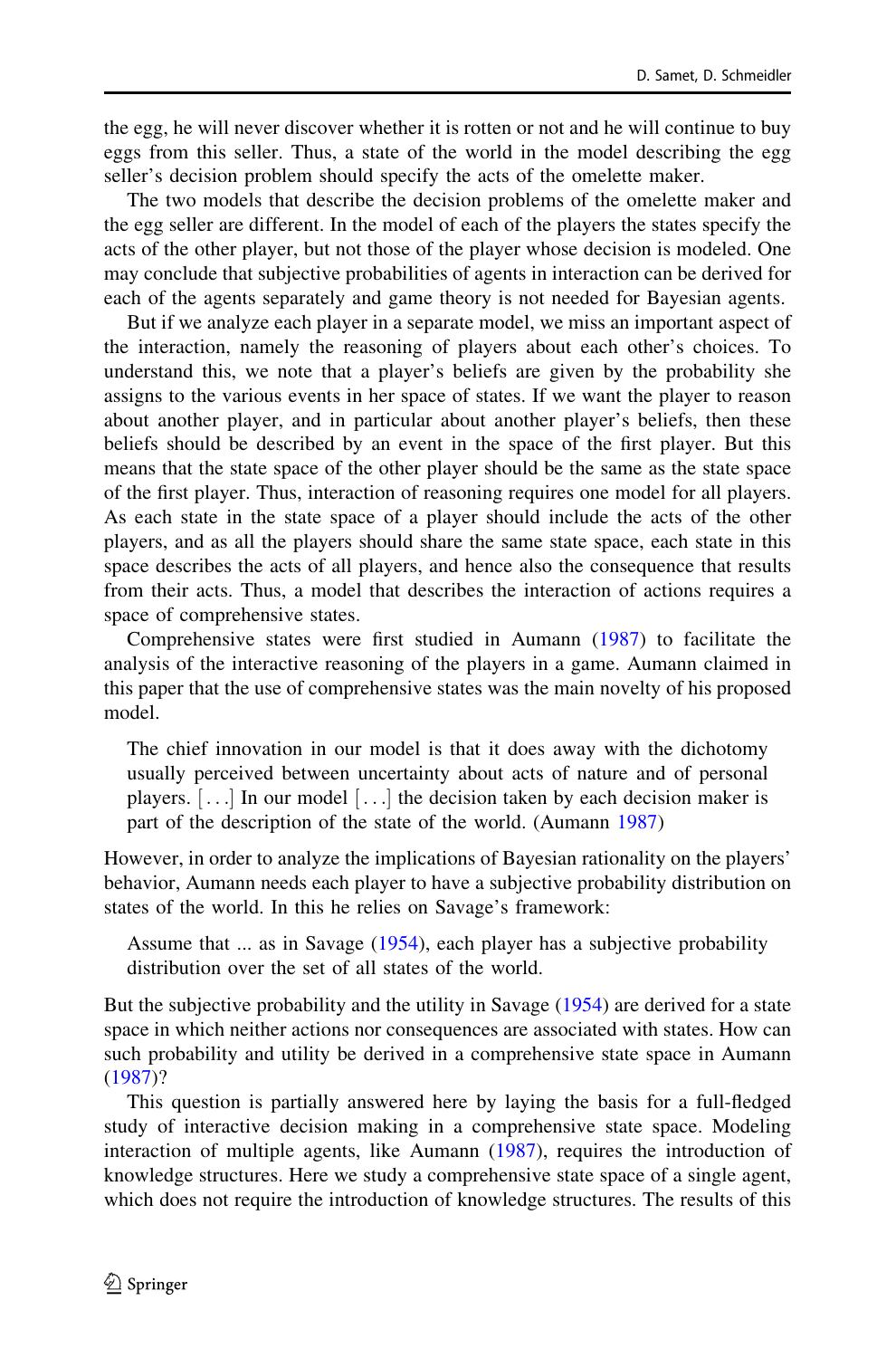the egg, he will never discover whether it is rotten or not and he will continue to buy eggs from this seller. Thus, a state of the world in the model describing the egg seller's decision problem should specify the acts of the omelette maker.

The two models that describe the decision problems of the omelette maker and the egg seller are different. In the model of each of the players the states specify the acts of the other player, but not those of the player whose decision is modeled. One may conclude that subjective probabilities of agents in interaction can be derived for each of the agents separately and game theory is not needed for Bayesian agents.

But if we analyze each player in a separate model, we miss an important aspect of the interaction, namely the reasoning of players about each other's choices. To understand this, we note that a player's beliefs are given by the probability she assigns to the various events in her space of states. If we want the player to reason about another player, and in particular about another player's beliefs, then these beliefs should be described by an event in the space of the first player. But this means that the state space of the other player should be the same as the state space of the first player. Thus, interaction of reasoning requires one model for all players. As each state in the state space of a player should include the acts of the other players, and as all the players should share the same state space, each state in this space describes the acts of all players, and hence also the consequence that results from their acts. Thus, a model that describes the interaction of actions requires a space of comprehensive states.

Comprehensive states were first studied in Aumann (1987) to facilitate the analysis of the interactive reasoning of the players in a game. Aumann claimed in this paper that the use of comprehensive states was the main novelty of his proposed model.

> The chief innovation in our model is that it does away with the dichotomy usually perceived between uncertainty about acts of nature and of personal players. [...] In our model [...] the decision taken by each decision maker is part of the description of the state of the world. (Aumann 1987)

However, in order to analyze the implications of Bayesian rationality on the players' behavior, Aumann needs each player to have a subjective probability distribution on states of the world. In this he relies on Savage's framework:

> Assume that ... as in Savage (1954), each player has a subjective probability distribution over the set of all states of the world.

But the subjective probability and the utility in Savage (1954) are derived for a state space in which neither actions nor consequences are associated with states. How can such probability and utility be derived in a comprehensive state space in Aumann (1987)?

This question is partially answered here by laying the basis for a full-fledged study of interactive decision making in a comprehensive state space. Modeling interaction of multiple agents, like Aumann (1987), requires the introduction of knowledge structures. Here we study a comprehensive state space of a single agent, which does not require the introduction of knowledge structures. The results of this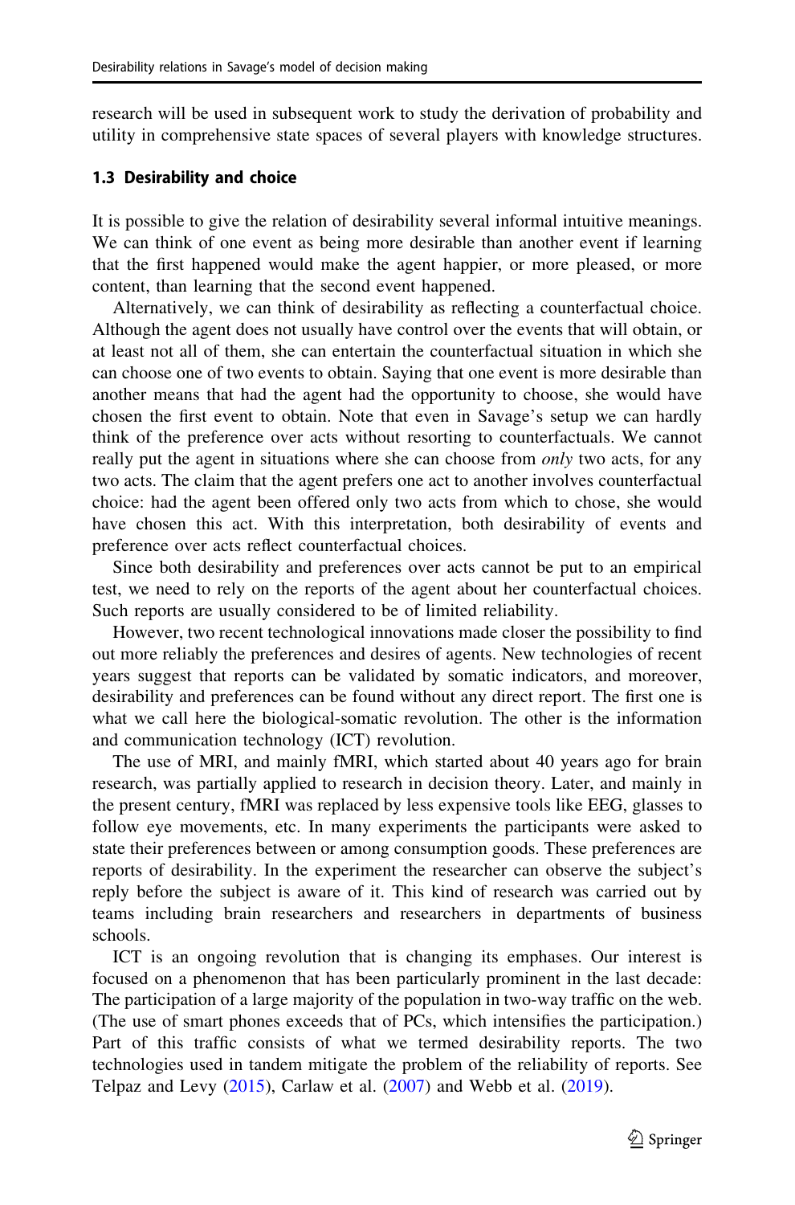research will be used in subsequent work to study the derivation of probability and utility in comprehensive state spaces of several players with knowledge structures.

### 1.3 Desirability and choice

It is possible to give the relation of desirability several informal intuitive meanings. We can think of one event as being more desirable than another event if learning that the first happened would make the agent happier, or more pleased, or more content, than learning that the second event happened.

Alternatively, we can think of desirability as reflecting a counterfactual choice. Although the agent does not usually have control over the events that will obtain, or at least not all of them, she can entertain the counterfactual situation in which she can choose one of two events to obtain. Saying that one event is more desirable than another means that had the agent had the opportunity to choose, she would have chosen the first event to obtain. Note that even in Savage's setup we can hardly think of the preference over acts without resorting to counterfactuals. We cannot really put the agent in situations where she can choose from *only* two acts, for any two acts. The claim that the agent prefers one act to another involves counterfactual choice: had the agent been offered only two acts from which to chose, she would have chosen this act. With this interpretation, both desirability of events and preference over acts reflect counterfactual choices.

Since both desirability and preferences over acts cannot be put to an empirical test, we need to rely on the reports of the agent about her counterfactual choices. Such reports are usually considered to be of limited reliability.

However, two recent technological innovations made closer the possibility to find out more reliably the preferences and desires of agents. New technologies of recent years suggest that reports can be validated by somatic indicators, and moreover, desirability and preferences can be found without any direct report. The first one is what we call here the biological-somatic revolution. The other is the information and communication technology (ICT) revolution.

The use of MRI, and mainly fMRI, which started about 40 years ago for brain research, was partially applied to research in decision theory. Later, and mainly in the present century, fMRI was replaced by less expensive tools like EEG, glasses to follow eye movements, etc. In many experiments the participants were asked to state their preferences between or among consumption goods. These preferences are reports of desirability. In the experiment the researcher can observe the subject's reply before the subject is aware of it. This kind of research was carried out by teams including brain researchers and researchers in departments of business schools.

ICT is an ongoing revolution that is changing its emphases. Our interest is focused on a phenomenon that has been particularly prominent in the last decade: The participation of a large majority of the population in two-way traffic on the web. (The use of smart phones exceeds that of PCs, which intensifies the participation.) Part of this traffic consists of what we termed desirability reports. The two technologies used in tandem mitigate the problem of the reliability of reports. See Telpaz and Levy (2015), Carlaw et al. (2007) and Webb et al. (2019).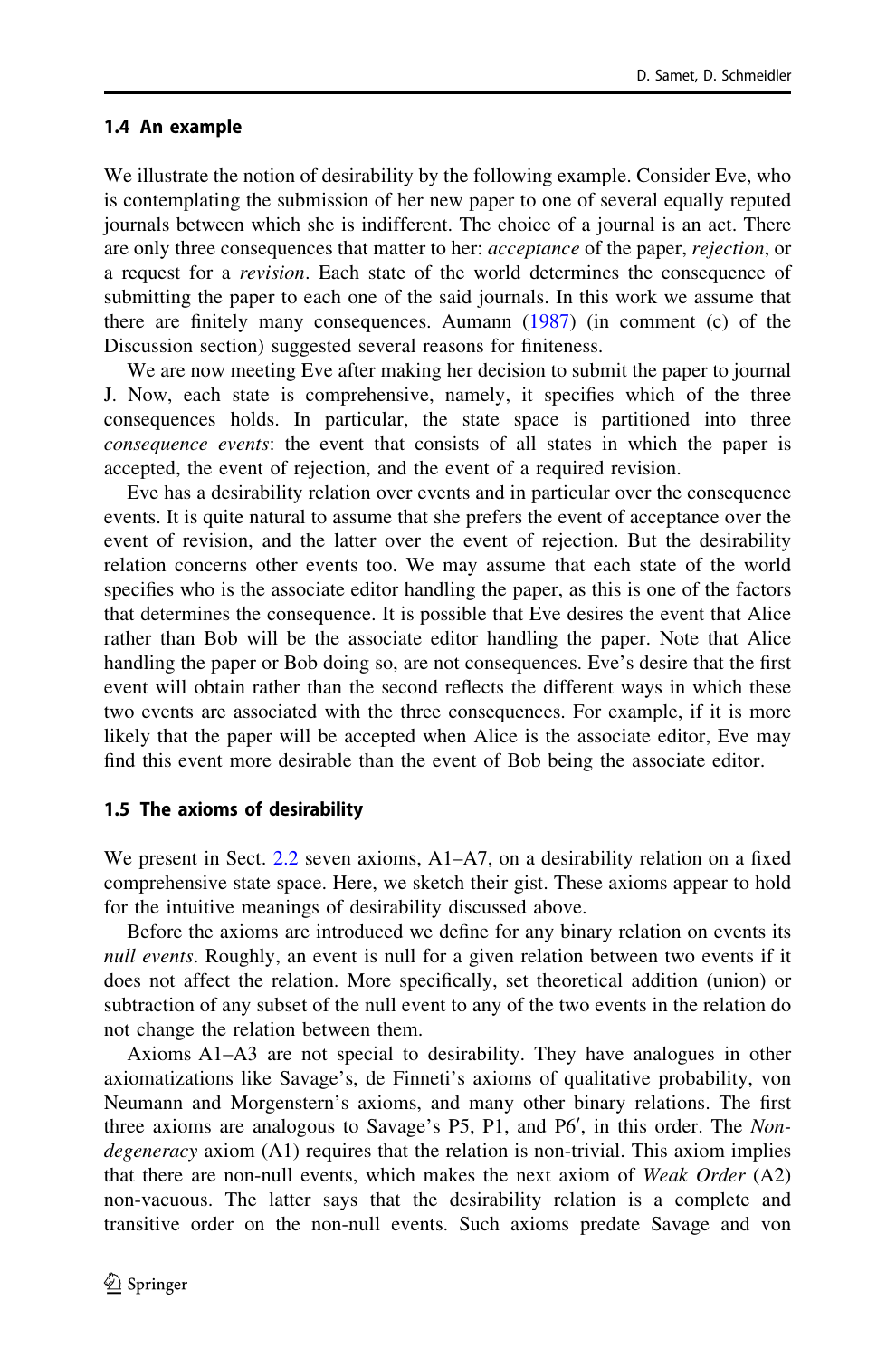### 1.4 An example

We illustrate the notion of desirability by the following example. Consider Eve, who is contemplating the submission of her new paper to one of several equally reputed journals between which she is indifferent. The choice of a journal is an act. There are only three consequences that matter to her: *acceptance* of the paper, *rejection*, or a request for a *revision*. Each state of the world determines the consequence of submitting the paper to each one of the said journals. In this work we assume that there are finitely many consequences. Aumann (1987) (in comment (c) of the Discussion section) suggested several reasons for finiteness.

We are now meeting Eve after making her decision to submit the paper to journal J. Now, each state is comprehensive, namely, it specifies which of the three consequences holds. In particular, the state space is partitioned into three *consequence events*: the event that consists of all states in which the paper is accepted, the event of rejection, and the event of a required revision.

Eve has a desirability relation over events and in particular over the consequence events. It is quite natural to assume that she prefers the event of acceptance over the event of revision, and the latter over the event of rejection. But the desirability relation concerns other events too. We may assume that each state of the world specifies who is the associate editor handling the paper, as this is one of the factors that determines the consequence. It is possible that Eve desires the event that Alice rather than Bob will be the associate editor handling the paper. Note that Alice handling the paper or Bob doing so, are not consequences. Eve's desire that the first event will obtain rather than the second reflects the different ways in which these two events are associated with the three consequences. For example, if it is more likely that the paper will be accepted when Alice is the associate editor, Eve may find this event more desirable than the event of Bob being the associate editor.

### 1.5 The axioms of desirability

We present in Sect. 2.2 seven axioms, A1–A7, on a desirability relation on a fixed comprehensive state space. Here, we sketch their gist. These axioms appear to hold for the intuitive meanings of desirability discussed above.

Before the axioms are introduced we define for any binary relation on events its *null events*. Roughly, an event is null for a given relation between two events if it does not affect the relation. More specifically, set theoretical addition (union) or subtraction of any subset of the null event to any of the two events in the relation do not change the relation between them.

Axioms A1–A3 are not special to desirability. They have analogues in other axiomatizations like Savage's, de Finneti's axioms of qualitative probability, von Neumann and Morgenstern's axioms, and many other binary relations. The first three axioms are analogous to Savage's P5, P1, and P6′, in this order. The *Non-degeneracy* axiom (A1) requires that the relation is non-trivial. This axiom implies that there are non-null events, which makes the next axiom of *Weak Order* (A2) non-vacuous. The latter says that the desirability relation is a complete and transitive order on the non-null events. Such axioms predate Savage and von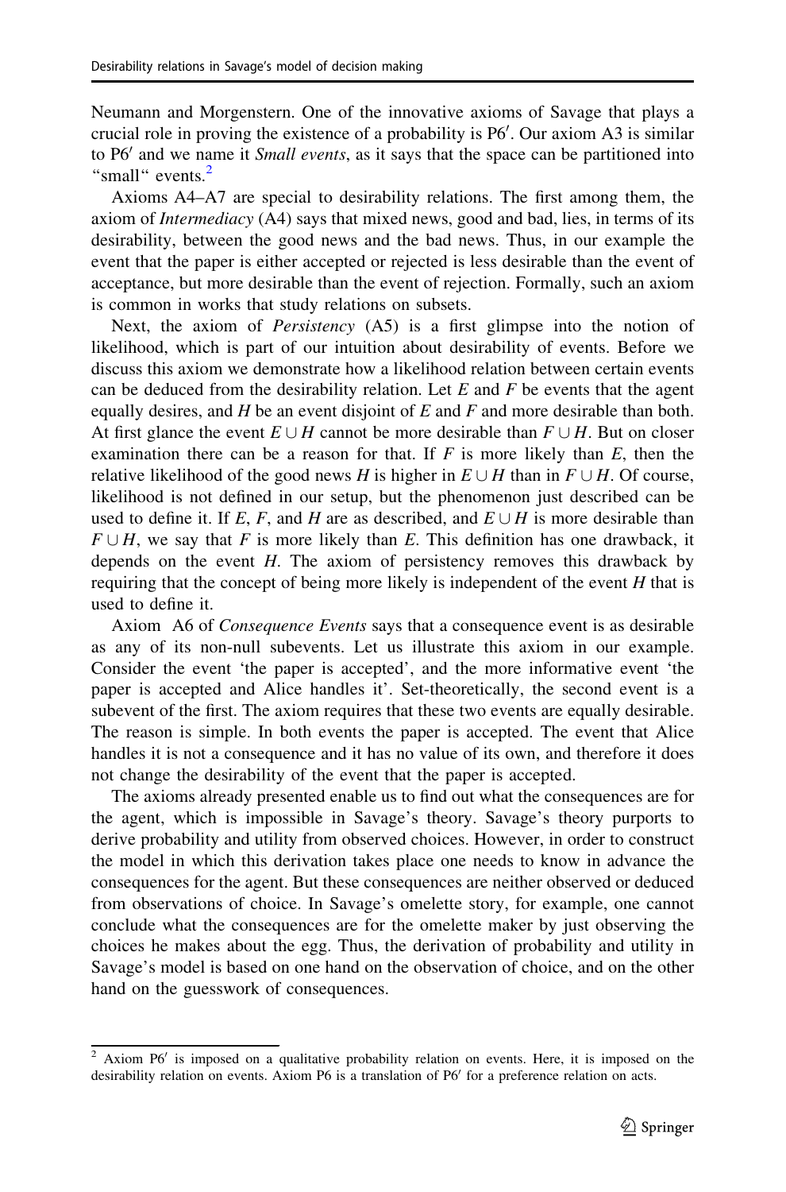Neumann and Morgenstern. One of the innovative axioms of Savage that plays a crucial role in proving the existence of a probability is P6′. Our axiom A3 is similar to P6′ and we name it *Small events*, as it says that the space can be partitioned into "small" events.[2]

Axioms A4–A7 are special to desirability relations. The first among them, the axiom of *Intermediacy* (A4) says that mixed news, good and bad, lies, in terms of its desirability, between the good news and the bad news. Thus, in our example the event that the paper is either accepted or rejected is less desirable than the event of acceptance, but more desirable than the event of rejection. Formally, such an axiom is common in works that study relations on subsets.

Next, the axiom of *Persistency* (A5) is a first glimpse into the notion of likelihood, which is part of our intuition about desirability of events. Before we discuss this axiom we demonstrate how a likelihood relation between certain events can be deduced from the desirability relation. Let $E$ and $F$ be events that the agent equally desires, and $H$ be an event disjoint of $E$ and $F$ and more desirable than both. At first glance the event $E \cup H$ cannot be more desirable than $F \cup H$. But on closer examination there can be a reason for that. If $F$ is more likely than $E$, then the relative likelihood of the good news $H$ is higher in $E \cup H$ than in $F \cup H$. Of course, likelihood is not defined in our setup, but the phenomenon just described can be used to define it. If $E$, $F$, and $H$ are as described, and $E \cup H$ is more desirable than $F \cup H$, we say that $F$ is more likely than $E$. This definition has one drawback, it depends on the event $H$. The axiom of persistency removes this drawback by requiring that the concept of being more likely is independent of the event $H$ that is used to define it.

Axiom A6 of *Consequence Events* says that a consequence event is as desirable as any of its non-null subevents. Let us illustrate this axiom in our example. Consider the event 'the paper is accepted', and the more informative event 'the paper is accepted and Alice handles it'. Set-theoretically, the second event is a subevent of the first. The axiom requires that these two events are equally desirable. The reason is simple. In both events the paper is accepted. The event that Alice handles it is not a consequence and it has no value of its own, and therefore it does not change the desirability of the event that the paper is accepted.

The axioms already presented enable us to find out what the consequences are for the agent, which is impossible in Savage's theory. Savage's theory purports to derive probability and utility from observed choices. However, in order to construct the model in which this derivation takes place one needs to know in advance the consequences for the agent. But these consequences are neither observed or deduced from observations of choice. In Savage's omelette story, for example, one cannot conclude what the consequences are for the omelette maker by just observing the choices he makes about the egg. Thus, the derivation of probability and utility in Savage's model is based on one hand on the observation of choice, and on the other hand on the guesswork of consequences.

[2] Axiom P6′ is imposed on a qualitative probability relation on events. Here, it is imposed on the desirability relation on events. Axiom P6 is a translation of P6′ for a preference relation on acts.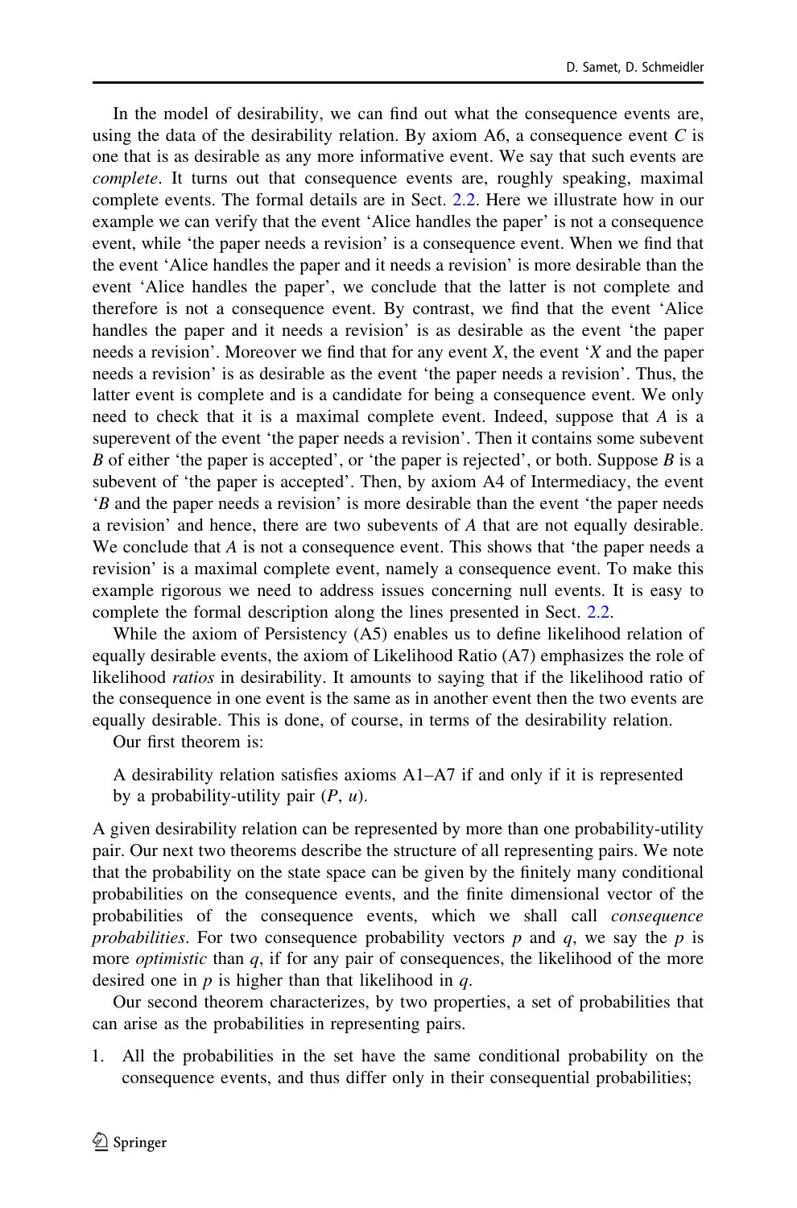In the model of desirability, we can find out what the consequence events are, using the data of the desirability relation. By axiom A6, a consequence event $C$ is one that is as desirable as any more informative event. We say that such events are *complete*. It turns out that consequence events are, roughly speaking, maximal complete events. The formal details are in Sect. 2.2. Here we illustrate how in our example we can verify that the event 'Alice handles the paper' is not a consequence event, while 'the paper needs a revision' is a consequence event. When we find that the event 'Alice handles the paper and it needs a revision' is more desirable than the event 'Alice handles the paper', we conclude that the latter is not complete and therefore is not a consequence event. By contrast, we find that the event 'Alice handles the paper and it needs a revision' is as desirable as the event 'the paper needs a revision'. Moreover we find that for any event $X$, the event '$X$ and the paper needs a revision' is as desirable as the event 'the paper needs a revision'. Thus, the latter event is complete and is a candidate for being a consequence event. We only need to check that it is a maximal complete event. Indeed, suppose that $A$ is a superevent of the event 'the paper needs a revision'. Then it contains some subevent $B$ of either 'the paper is accepted', or 'the paper is rejected', or both. Suppose $B$ is a subevent of 'the paper is accepted'. Then, by axiom A4 of Intermediacy, the event '$B$ and the paper needs a revision' is more desirable than the event 'the paper needs a revision' and hence, there are two subevents of $A$ that are not equally desirable. We conclude that $A$ is not a consequence event. This shows that 'the paper needs a revision' is a maximal complete event, namely a consequence event. To make this example rigorous we need to address issues concerning null events. It is easy to complete the formal description along the lines presented in Sect. 2.2.

While the axiom of Persistency (A5) enables us to define likelihood relation of equally desirable events, the axiom of Likelihood Ratio (A7) emphasizes the role of likelihood *ratios* in desirability. It amounts to saying that if the likelihood ratio of the consequence in one event is the same as in another event then the two events are equally desirable. This is done, of course, in terms of the desirability relation.

Our first theorem is:

> A desirability relation satisfies axioms A1–A7 if and only if it is represented by a probability-utility pair $(P, u)$.

A given desirability relation can be represented by more than one probability-utility pair. Our next two theorems describe the structure of all representing pairs. We note that the probability on the state space can be given by the finitely many conditional probabilities on the consequence events, and the finite dimensional vector of the probabilities of the consequence events, which we shall call *consequence probabilities*. For two consequence probability vectors $p$ and $q$, we say the $p$ is more *optimistic* than $q$, if for any pair of consequences, the likelihood of the more desired one in $p$ is higher than that likelihood in $q$.

Our second theorem characterizes, by two properties, a set of probabilities that can arise as the probabilities in representing pairs.

1. All the probabilities in the set have the same conditional probability on the consequence events, and thus differ only in their consequential probabilities;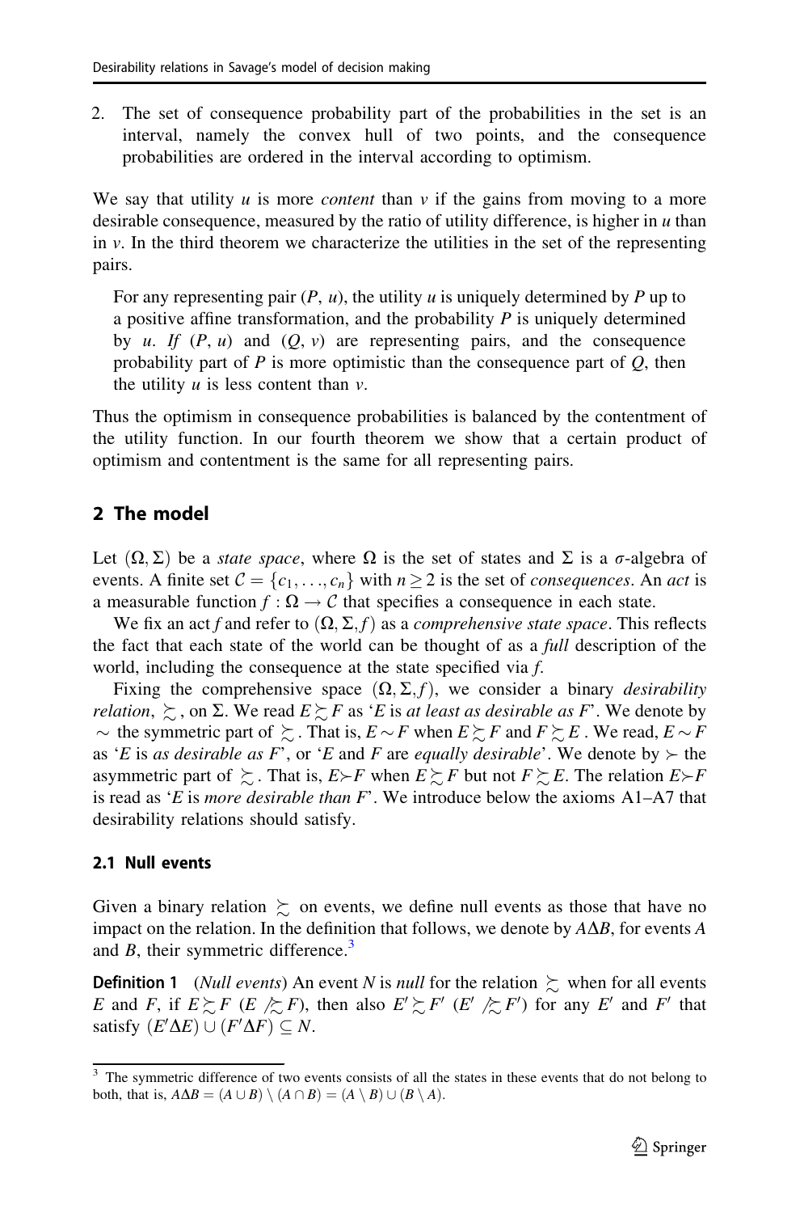2. The set of consequence probability part of the probabilities in the set is an interval, namely the convex hull of two points, and the consequence probabilities are ordered in the interval according to optimism.

We say that utility $u$ is more *content* than $v$ if the gains from moving to a more desirable consequence, measured by the ratio of utility difference, is higher in $u$ than in $v$. In the third theorem we characterize the utilities in the set of the representing pairs.

> For any representing pair $(P, u)$, the utility $u$ is uniquely determined by $P$ up to a positive affine transformation, and the probability $P$ is uniquely determined by $u$. *If* $(P, u)$ *and* $(Q, v)$ *are representing pairs, and the consequence probability part of* $P$ *is more optimistic than the consequence part of* $Q$, *then the utility* $u$ *is less content than* $v$.

Thus the optimism in consequence probabilities is balanced by the contentment of the utility function. In our fourth theorem we show that a certain product of optimism and contentment is the same for all representing pairs.

## 2 The model

Let $(\Omega, \Sigma)$ be a *state space*, where $\Omega$ is the set of states and $\Sigma$ is a $\sigma$-algebra of events. A finite set $\mathcal{C} = \{c_1, \ldots, c_n\}$ with $n \geq 2$ is the set of *consequences*. An *act* is a measurable function $f : \Omega \rightarrow \mathcal{C}$ that specifies a consequence in each state.

We fix an act $f$ and refer to $(\Omega, \Sigma, f)$ as a *comprehensive state space*. This reflects the fact that each state of the world can be thought of as a *full* description of the world, including the consequence at the state specified via $f$.

Fixing the comprehensive space $(\Omega, \Sigma, f)$, we consider a binary *desirability relation*, $\succsim$, on $\Sigma$. We read $E \succsim F$ as '$E$ is *at least as desirable as* $F$'. We denote by $\sim$ the symmetric part of $\succsim$. That is, $E \sim F$ when $E \succsim F$ and $F \succsim E$. We read, $E \sim F$ as '$E$ is *as desirable as* $F$', or '$E$ and $F$ are *equally desirable*'. We denote by $\succ$ the asymmetric part of $\succsim$. That is, $E \succ F$ when $E \succsim F$ but not $F \succsim E$. The relation $E \succ F$ is read as '$E$ is *more desirable than* $F$'. We introduce below the axioms A1–A7 that desirability relations should satisfy.

### 2.1 Null events

Given a binary relation $\succsim$ on events, we define null events as those that have no impact on the relation. In the definition that follows, we denote by $A \Delta B$, for events $A$ and $B$, their symmetric difference.[3]

**Definition 1** (*Null events*) An event $N$ is *null* for the relation $\succsim$ when for all events $E$ and $F$, if $E \succsim F$ ($E \not\succsim F$), then also $E' \succsim F'$ ($E' \not\succsim F'$) for any $E'$ and $F'$ that satisfy $(E' \Delta E) \cup (F' \Delta F) \subseteq N$.

[3] The symmetric difference of two events consists of all the states in these events that do not belong to both, that is, $A \Delta B = (A \cup B) \setminus (A \cap B) = (A \setminus B) \cup (B \setminus A)$.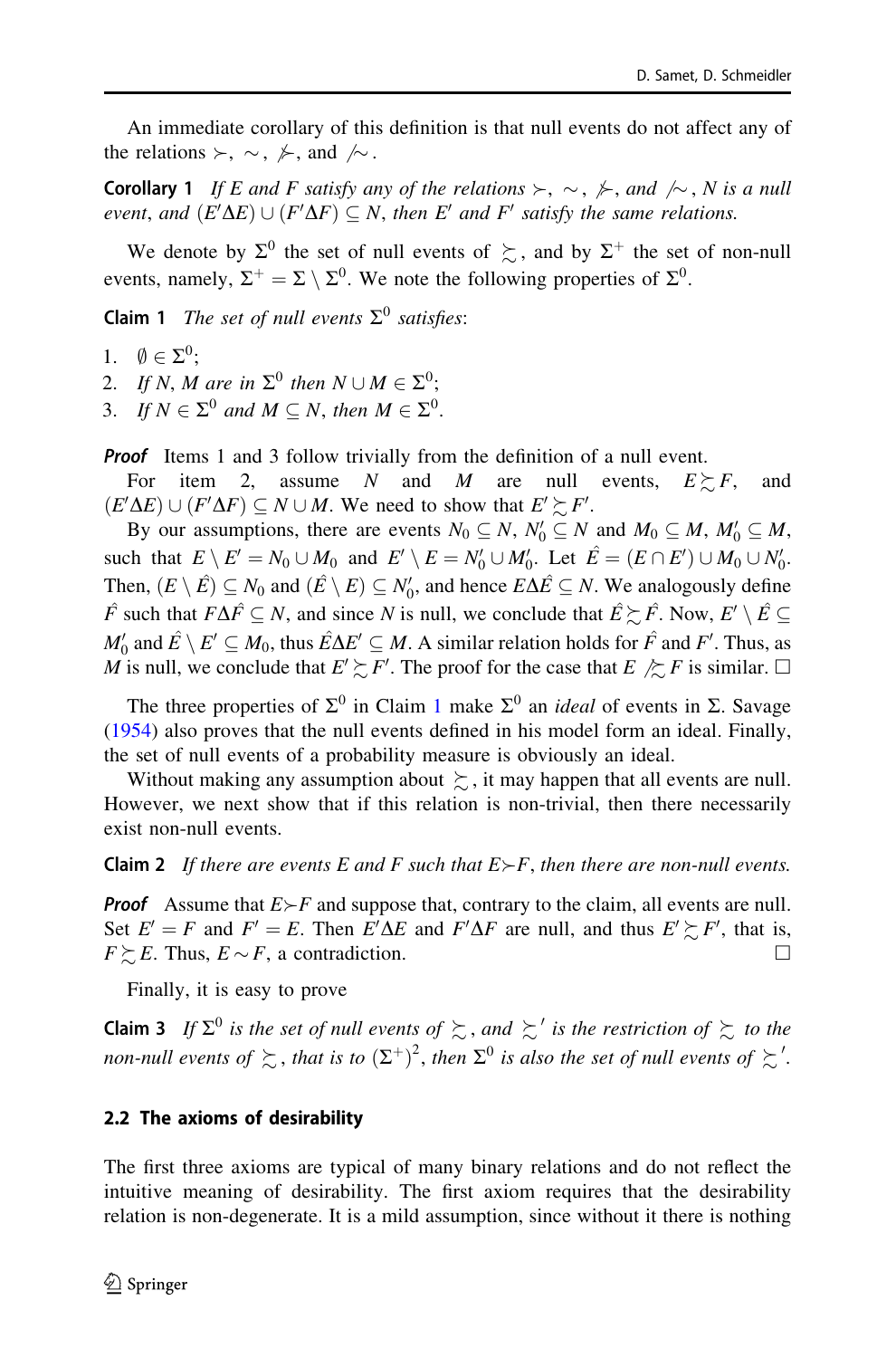An immediate corollary of this definition is that null events do not affect any of the relations $\succ$, $\sim$, $\not\succ$, and $\not\sim$.

**Corollary 1** *If $E$ and $F$ satisfy any of the relations $\succ$, $\sim$, $\not\succ$, and $\not\sim$, $N$ is a null event, and $(E'\Delta E)\cup(F'\Delta F)\subseteq N$, then $E'$ and $F'$ satisfy the same relations.*

We denote by $\Sigma^0$ the set of null events of $\succsim$, and by $\Sigma^+$ the set of non-null events, namely, $\Sigma^+ = \Sigma \setminus \Sigma^0$. We note the following properties of $\Sigma^0$.

**Claim 1** *The set of null events $\Sigma^0$ satisfies*:

1. $\emptyset \in \Sigma^0$;
2. *If $N$, $M$ are in $\Sigma^0$ then $N\cup M \in \Sigma^0$;*
3. *If $N \in \Sigma^0$ and $M \subseteq N$, then $M \in \Sigma^0$.*

***Proof*** Items 1 and 3 follow trivially from the definition of a null event.

For item 2, assume $N$ and $M$ are null events, $E\succsim F$, and $(E'\Delta E)\cup(F'\Delta F)\subseteq N\cup M$. We need to show that $E'\succsim F'$.

By our assumptions, there are events $N_0 \subseteq N$, $N_0' \subseteq N$ and $M_0 \subseteq M$, $M_0' \subseteq M$, such that $E\setminus E' = N_0 \cup M_0$ and $E'\setminus E = N_0' \cup M_0'$. Let $\hat{E} = (E\cap E')\cup M_0 \cup N_0'$. Then, $(E\setminus \hat{E})\subseteq N_0$ and $(\hat{E}\setminus E)\subseteq N_0'$, and hence $E\Delta\hat{E}\subseteq N$. We analogously define $\hat{F}$ such that $F\Delta\hat{F}\subseteq N$, and since $N$ is null, we conclude that $\hat{E}\succsim\hat{F}$. Now, $E'\setminus\hat{E}\subseteq M_0'$ and $\hat{E}\setminus E'\subseteq M_0$, thus $\hat{E}\Delta E'\subseteq M$. A similar relation holds for $\hat{F}$ and $F'$. Thus, as $M$ is null, we conclude that $E'\succsim F'$. The proof for the case that $E \not\succsim F$ is similar. □

The three properties of $\Sigma^0$ in Claim 1 make $\Sigma^0$ an *ideal* of events in $\Sigma$. Savage (1954) also proves that the null events defined in his model form an ideal. Finally, the set of null events of a probability measure is obviously an ideal.

Without making any assumption about $\succsim$, it may happen that all events are null. However, we next show that if this relation is non-trivial, then there necessarily exist non-null events.

**Claim 2** *If there are events $E$ and $F$ such that $E\succ F$, then there are non-null events.*

***Proof*** Assume that $E\succ F$ and suppose that, contrary to the claim, all events are null. Set $E' = F$ and $F' = E$. Then $E'\Delta E$ and $F'\Delta F$ are null, and thus $E'\succsim F'$, that is, $F\succsim E$. Thus, $E\sim F$, a contradiction. □

Finally, it is easy to prove

**Claim 3** *If $\Sigma^0$ is the set of null events of $\succsim$, and $\succsim'$ is the restriction of $\succsim$ to the non-null events of $\succsim$, that is to $(\Sigma^+)^2$, then $\Sigma^0$ is also the set of null events of $\succsim'$.*

### 2.2 The axioms of desirability

The first three axioms are typical of many binary relations and do not reflect the intuitive meaning of desirability. The first axiom requires that the desirability relation is non-degenerate. It is a mild assumption, since without it there is nothing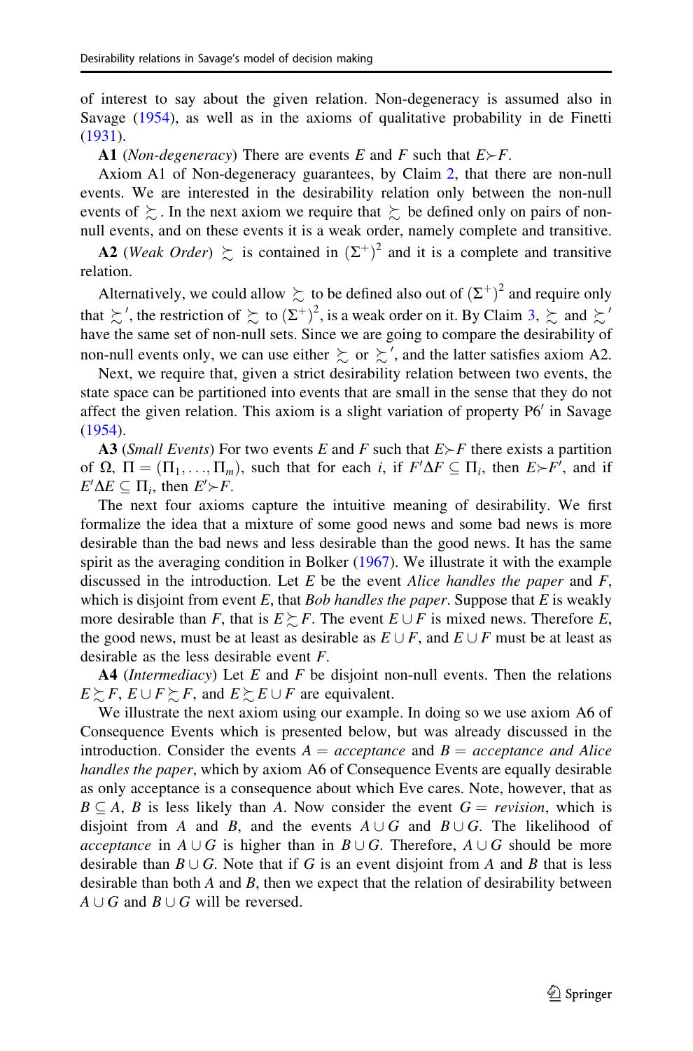of interest to say about the given relation. Non-degeneracy is assumed also in Savage (1954), as well as in the axioms of qualitative probability in de Finetti (1931).

**A1** (*Non-degeneracy*) There are events $E$ and $F$ such that $E \succ F$.

Axiom A1 of Non-degeneracy guarantees, by Claim 2, that there are non-null events. We are interested in the desirability relation only between the non-null events of $\succsim$. In the next axiom we require that $\succsim$ be defined only on pairs of non-null events, and on these events it is a weak order, namely complete and transitive.

**A2** (*Weak Order*) $\succsim$ is contained in $(\Sigma^+)^2$ and it is a complete and transitive relation.

Alternatively, we could allow $\succsim$ to be defined also out of $(\Sigma^+)^2$ and require only that $\succsim'$, the restriction of $\succsim$ to $(\Sigma^+)^2$, is a weak order on it. By Claim 3, $\succsim$ and $\succsim'$ have the same set of non-null sets. Since we are going to compare the desirability of non-null events only, we can use either $\succsim$ or $\succsim'$, and the latter satisfies axiom A2.

Next, we require that, given a strict desirability relation between two events, the state space can be partitioned into events that are small in the sense that they do not affect the given relation. This axiom is a slight variation of property P6′ in Savage (1954).

**A3** (*Small Events*) For two events $E$ and $F$ such that $E \succ F$ there exists a partition of $\Omega$, $\Pi = (\Pi_1, \ldots, \Pi_m)$, such that for each $i$, if $F' \Delta F \subseteq \Pi_i$, then $E \succ F'$, and if $E' \Delta E \subseteq \Pi_i$, then $E' \succ F$.

The next four axioms capture the intuitive meaning of desirability. We first formalize the idea that a mixture of some good news and some bad news is more desirable than the bad news and less desirable than the good news. It has the same spirit as the averaging condition in Bolker (1967). We illustrate it with the example discussed in the introduction. Let $E$ be the event *Alice handles the paper* and $F$, which is disjoint from event $E$, that *Bob handles the paper*. Suppose that $E$ is weakly more desirable than $F$, that is $E \succsim F$. The event $E \cup F$ is mixed news. Therefore $E$, the good news, must be at least as desirable as $E \cup F$, and $E \cup F$ must be at least as desirable as the less desirable event $F$.

**A4** (*Intermediacy*) Let $E$ and $F$ be disjoint non-null events. Then the relations $E \succsim F$, $E \cup F \succsim F$, and $E \succsim E \cup F$ are equivalent.

We illustrate the next axiom using our example. In doing so we use axiom A6 of Consequence Events which is presented below, but was already discussed in the introduction. Consider the events $A =$ *acceptance* and $B =$ *acceptance and Alice handles the paper*, which by axiom A6 of Consequence Events are equally desirable as only acceptance is a consequence about which Eve cares. Note, however, that as $B \subseteq A$, $B$ is less likely than $A$. Now consider the event $G =$ *revision*, which is disjoint from $A$ and $B$, and the events $A \cup G$ and $B \cup G$. The likelihood of *acceptance* in $A \cup G$ is higher than in $B \cup G$. Therefore, $A \cup G$ should be more desirable than $B \cup G$. Note that if $G$ is an event disjoint from $A$ and $B$ that is less desirable than both $A$ and $B$, then we expect that the relation of desirability between $A \cup G$ and $B \cup G$ will be reversed.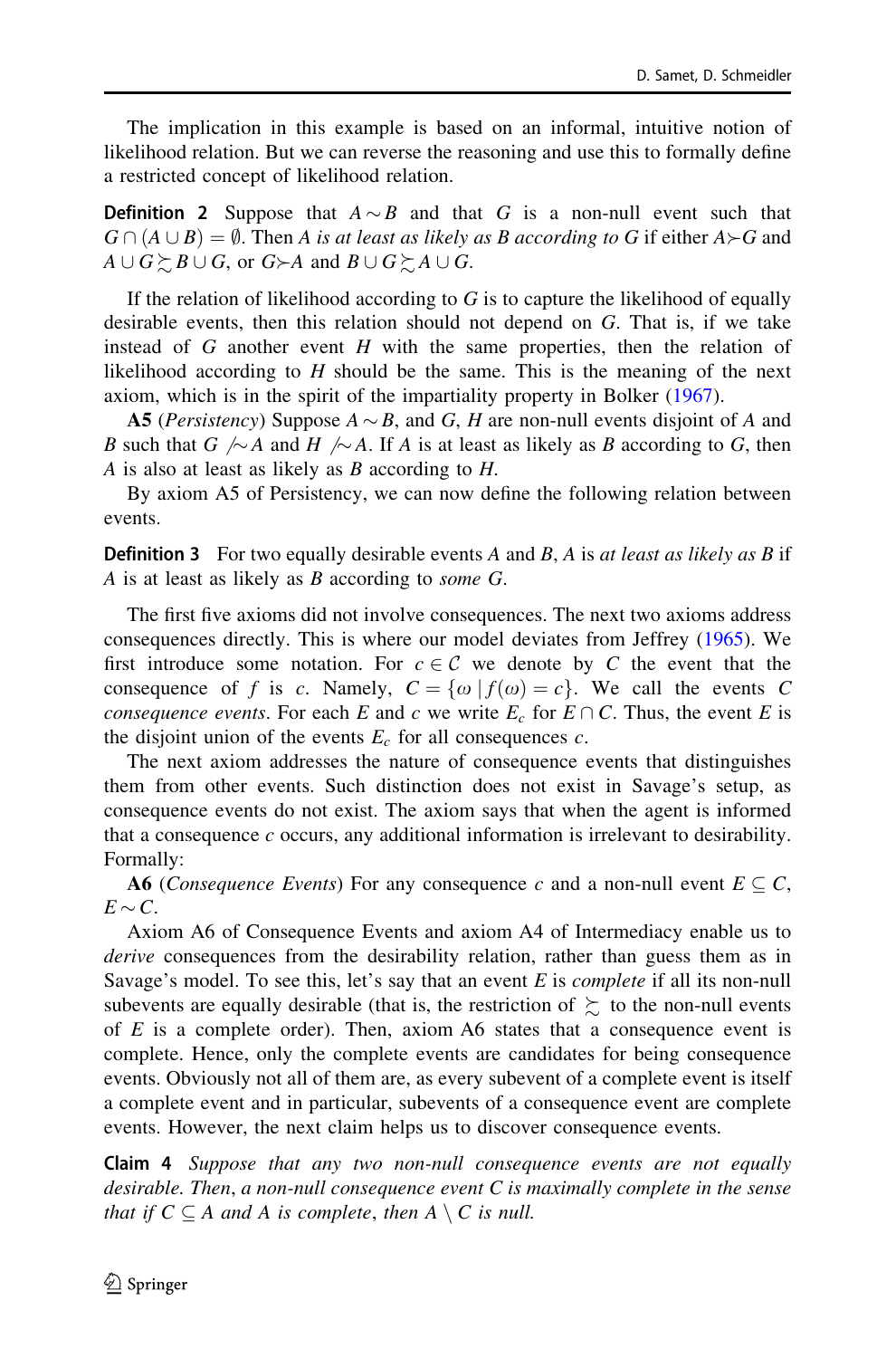The implication in this example is based on an informal, intuitive notion of likelihood relation. But we can reverse the reasoning and use this to formally define a restricted concept of likelihood relation.

**Definition 2** Suppose that $A \sim B$ and that $G$ is a non-null event such that $G \cap (A \cup B) = \emptyset$. Then $A$ *is at least as likely as* $B$ *according to* $G$ if either $A \succ G$ and $A \cup G \succsim B \cup G$, or $G \succ A$ and $B \cup G \succsim A \cup G$.

If the relation of likelihood according to $G$ is to capture the likelihood of equally desirable events, then this relation should not depend on $G$. That is, if we take instead of $G$ another event $H$ with the same properties, then the relation of likelihood according to $H$ should be the same. This is the meaning of the next axiom, which is in the spirit of the impartiality property in Bolker (1967).

**A5** (*Persistency*) Suppose $A \sim B$, and $G$, $H$ are non-null events disjoint of $A$ and $B$ such that $G \not\sim A$ and $H \not\sim A$. If $A$ is at least as likely as $B$ according to $G$, then $A$ is also at least as likely as $B$ according to $H$.

By axiom A5 of Persistency, we can now define the following relation between events.

**Definition 3** For two equally desirable events $A$ and $B$, $A$ is *at least as likely as* $B$ if $A$ is at least as likely as $B$ according to *some* $G$.

The first five axioms did not involve consequences. The next two axioms address consequences directly. This is where our model deviates from Jeffrey (1965). We first introduce some notation. For $c \in \mathcal{C}$ we denote by $C$ the event that the consequence of $f$ is $c$. Namely, $C = \{\omega \mid f(\omega) = c\}$. We call the events $C$ *consequence events*. For each $E$ and $c$ we write $E_c$ for $E \cap C$. Thus, the event $E$ is the disjoint union of the events $E_c$ for all consequences $c$.

The next axiom addresses the nature of consequence events that distinguishes them from other events. Such distinction does not exist in Savage's setup, as consequence events do not exist. The axiom says that when the agent is informed that a consequence $c$ occurs, any additional information is irrelevant to desirability. Formally:

**A6** (*Consequence Events*) For any consequence $c$ and a non-null event $E \subseteq C$, $E \sim C$.

Axiom A6 of Consequence Events and axiom A4 of Intermediacy enable us to *derive* consequences from the desirability relation, rather than guess them as in Savage's model. To see this, let's say that an event $E$ is *complete* if all its non-null subevents are equally desirable (that is, the restriction of $\succsim$ to the non-null events of $E$ is a complete order). Then, axiom A6 states that a consequence event is complete. Hence, only the complete events are candidates for being consequence events. Obviously not all of them are, as every subevent of a complete event is itself a complete event and in particular, subevents of a consequence event are complete events. However, the next claim helps us to discover consequence events.

**Claim 4** *Suppose that any two non-null consequence events are not equally desirable. Then, a non-null consequence event $C$ is maximally complete in the sense that if $C \subseteq A$ and $A$ is complete, then $A \setminus C$ is null.*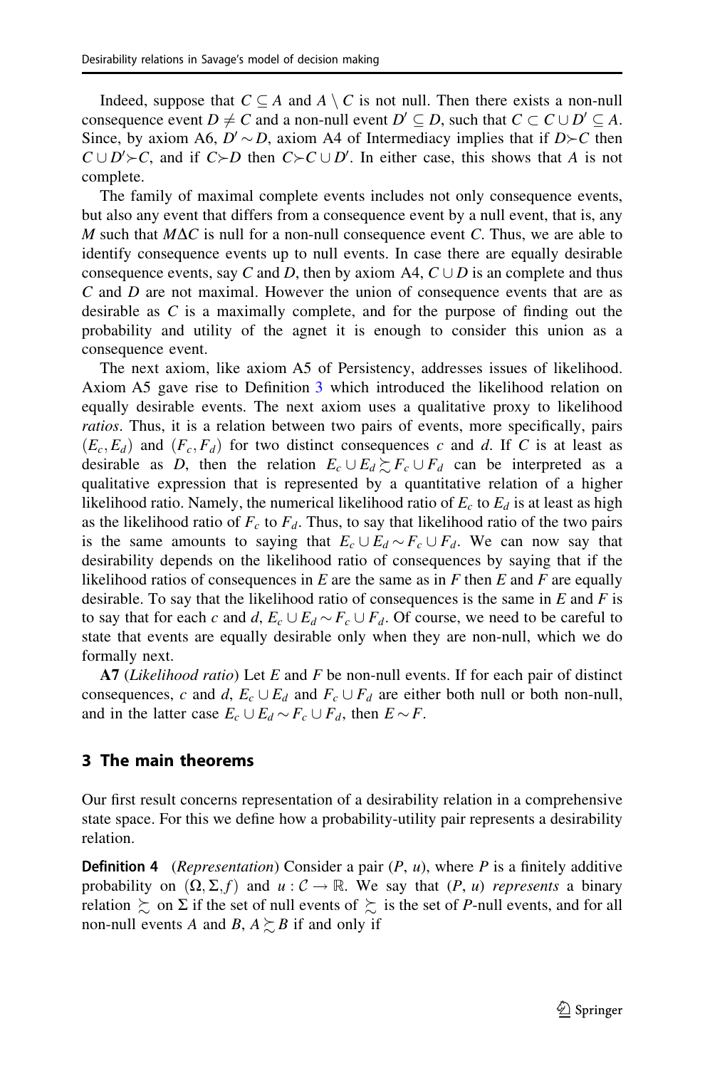Indeed, suppose that $C \subseteq A$ and $A \setminus C$ is not null. Then there exists a non-null consequence event $D \neq C$ and a non-null event $D' \subseteq D$, such that $C \subset C \cup D' \subseteq A$. Since, by axiom A6, $D' \sim D$, axiom A4 of Intermediacy implies that if $D \succ C$ then $C \cup D' \succ C$, and if $C \succ D$ then $C \succ C \cup D'$. In either case, this shows that $A$ is not complete.

The family of maximal complete events includes not only consequence events, but also any event that differs from a consequence event by a null event, that is, any $M$ such that $M \Delta C$ is null for a non-null consequence event $C$. Thus, we are able to identify consequence events up to null events. In case there are equally desirable consequence events, say $C$ and $D$, then by axiom A4, $C \cup D$ is an complete and thus $C$ and $D$ are not maximal. However the union of consequence events that are as desirable as $C$ is a maximally complete, and for the purpose of finding out the probability and utility of the agnet it is enough to consider this union as a consequence event.

The next axiom, like axiom A5 of Persistency, addresses issues of likelihood. Axiom A5 gave rise to Definition 3 which introduced the likelihood relation on equally desirable events. The next axiom uses a qualitative proxy to likelihood *ratios*. Thus, it is a relation between two pairs of events, more specifically, pairs $(E_c, E_d)$ and $(F_c, F_d)$ for two distinct consequences $c$ and $d$. If $C$ is at least as desirable as $D$, then the relation $E_c \cup E_d \succsim F_c \cup F_d$ can be interpreted as a qualitative expression that is represented by a quantitative relation of a higher likelihood ratio. Namely, the numerical likelihood ratio of $E_c$ to $E_d$ is at least as high as the likelihood ratio of $F_c$ to $F_d$. Thus, to say that likelihood ratio of the two pairs is the same amounts to saying that $E_c \cup E_d \sim F_c \cup F_d$. We can now say that desirability depends on the likelihood ratio of consequences by saying that if the likelihood ratios of consequences in $E$ are the same as in $F$ then $E$ and $F$ are equally desirable. To say that the likelihood ratio of consequences is the same in $E$ and $F$ is to say that for each $c$ and $d$, $E_c \cup E_d \sim F_c \cup F_d$. Of course, we need to be careful to state that events are equally desirable only when they are non-null, which we do formally next.

**A7** (*Likelihood ratio*) Let $E$ and $F$ be non-null events. If for each pair of distinct consequences, $c$ and $d$, $E_c \cup E_d$ and $F_c \cup F_d$ are either both null or both non-null, and in the latter case $E_c \cup E_d \sim F_c \cup F_d$, then $E \sim F$.

## 3 The main theorems

Our first result concerns representation of a desirability relation in a comprehensive state space. For this we define how a probability-utility pair represents a desirability relation.

**Definition 4** (*Representation*) Consider a pair $(P, u)$, where $P$ is a finitely additive probability on $(\Omega, \Sigma, f)$ and $u : \mathcal{C} \to \mathbb{R}$. We say that $(P, u)$ *represents* a binary relation $\succsim$ on $\Sigma$ if the set of null events of $\succsim$ is the set of $P$-null events, and for all non-null events $A$ and $B$, $A \succsim B$ if and only if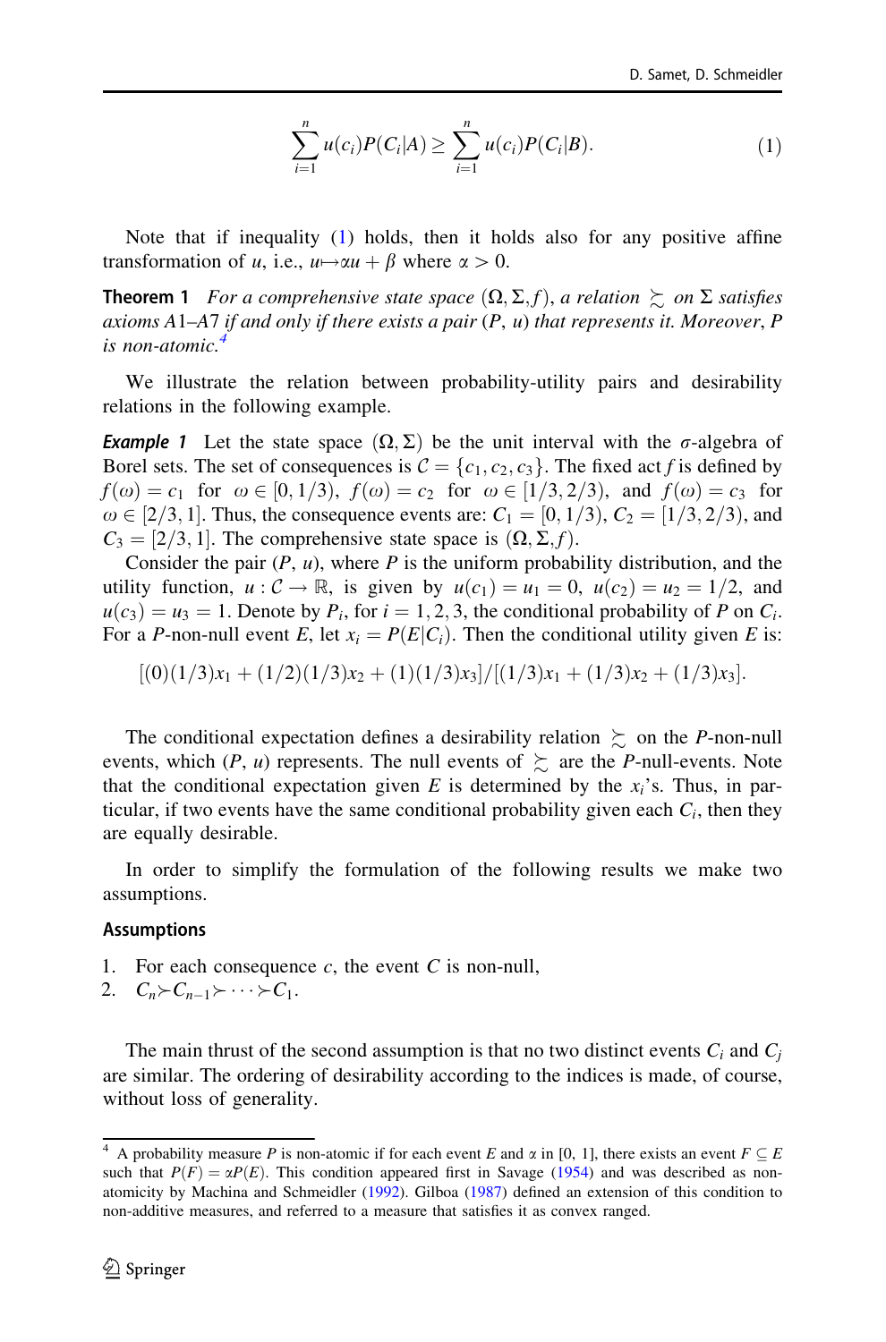$$\sum_{i=1}^{n} u(c_i)P(C_i|A) \geq \sum_{i=1}^{n} u(c_i)P(C_i|B). \tag{1}$$

Note that if inequality (1) holds, then it holds also for any positive affine transformation of $u$, i.e., $u \mapsto \alpha u + \beta$ where $\alpha > 0$.

**Theorem 1** *For a comprehensive state space $(\Omega, \Sigma, f)$, a relation $\succsim$ on $\Sigma$ satisfies axioms A1–A7 if and only if there exists a pair $(P, u)$ that represents it. Moreover, $P$ is non-atomic.*[4]

We illustrate the relation between probability-utility pairs and desirability relations in the following example.

***Example 1*** Let the state space $(\Omega, \Sigma)$ be the unit interval with the $\sigma$-algebra of Borel sets. The set of consequences is $\mathcal{C} = \{c_1, c_2, c_3\}$. The fixed act $f$ is defined by $f(\omega) = c_1$ for $\omega \in [0, 1/3)$, $f(\omega) = c_2$ for $\omega \in [1/3, 2/3)$, and $f(\omega) = c_3$ for $\omega \in [2/3, 1]$. Thus, the consequence events are: $C_1 = [0, 1/3)$, $C_2 = [1/3, 2/3)$, and $C_3 = [2/3, 1]$. The comprehensive state space is $(\Omega, \Sigma, f)$.

Consider the pair $(P, u)$, where $P$ is the uniform probability distribution, and the utility function, $u : \mathcal{C} \to \mathbb{R}$, is given by $u(c_1) = u_1 = 0$, $u(c_2) = u_2 = 1/2$, and $u(c_3) = u_3 = 1$. Denote by $P_i$, for $i = 1, 2, 3$, the conditional probability of $P$ on $C_i$. For a $P$-non-null event $E$, let $x_i = P(E|C_i)$. Then the conditional utility given $E$ is:

$$[(0)(1/3)x_1 + (1/2)(1/3)x_2 + (1)(1/3)x_3]/[(1/3)x_1 + (1/3)x_2 + (1/3)x_3].$$

The conditional expectation defines a desirability relation $\succsim$ on the $P$-non-null events, which $(P, u)$ represents. The null events of $\succsim$ are the $P$-null-events. Note that the conditional expectation given $E$ is determined by the $x_i$'s. Thus, in particular, if two events have the same conditional probability given each $C_i$, then they are equally desirable.

In order to simplify the formulation of the following results we make two assumptions.

**Assumptions**

1. For each consequence $c$, the event $C$ is non-null,
2. $C_n \succ C_{n-1} \succ \cdots \succ C_1$.

The main thrust of the second assumption is that no two distinct events $C_i$ and $C_j$ are similar. The ordering of desirability according to the indices is made, of course, without loss of generality.

---

[4] A probability measure $P$ is non-atomic if for each event $E$ and $\alpha$ in [0, 1], there exists an event $F \subseteq E$ such that $P(F) = \alpha P(E)$. This condition appeared first in Savage (1954) and was described as non-atomicity by Machina and Schmeidler (1992). Gilboa (1987) defined an extension of this condition to non-additive measures, and referred to a measure that satisfies it as convex ranged.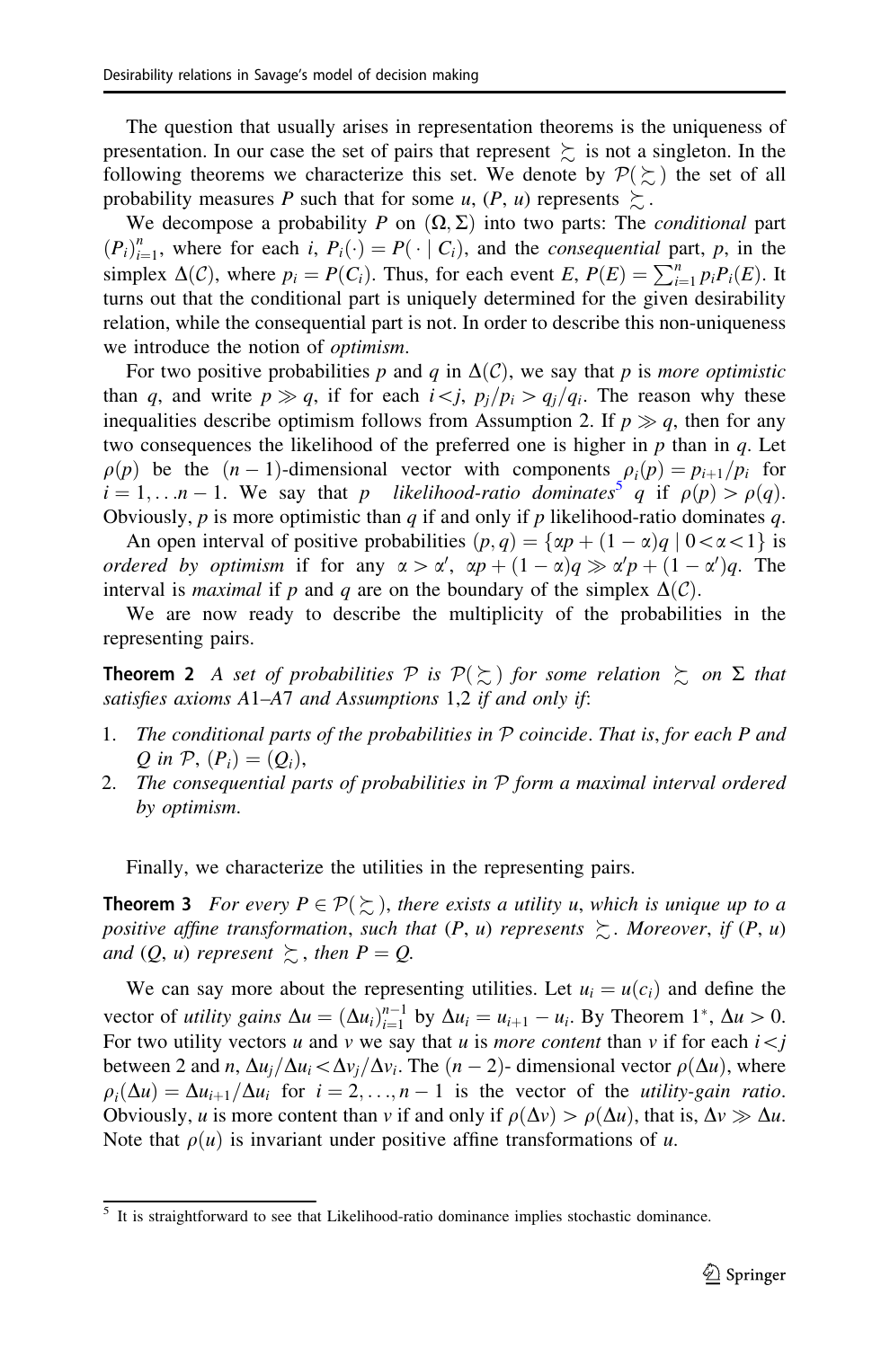The question that usually arises in representation theorems is the uniqueness of presentation. In our case the set of pairs that represent $\succsim$ is not a singleton. In the following theorems we characterize this set. We denote by $\mathcal{P}(\succsim)$ the set of all probability measures $P$ such that for some $u$, $(P, u)$ represents $\succsim$.

We decompose a probability $P$ on $(\Omega, \Sigma)$ into two parts: The *conditional* part $(P_i)_{i=1}^n$, where for each $i$, $P_i(\cdot) = P(\cdot \mid C_i)$, and the *consequential* part, $p$, in the simplex $\Delta(\mathcal{C})$, where $p_i = P(C_i)$. Thus, for each event $E$, $P(E) = \sum_{i=1}^n p_i P_i(E)$. It turns out that the conditional part is uniquely determined for the given desirability relation, while the consequential part is not. In order to describe this non-uniqueness we introduce the notion of *optimism*.

For two positive probabilities $p$ and $q$ in $\Delta(\mathcal{C})$, we say that $p$ is *more optimistic* than $q$, and write $p \gg q$, if for each $i < j$, $p_j/p_i > q_j/q_i$. The reason why these inequalities describe optimism follows from Assumption 2. If $p \gg q$, then for any two consequences the likelihood of the preferred one is higher in $p$ than in $q$. Let $\rho(p)$ be the $(n-1)$-dimensional vector with components $\rho_i(p) = p_{i+1}/p_i$ for $i = 1, \ldots n-1$. We say that $p$ *likelihood-ratio dominates*[5] $q$ if $\rho(p) > \rho(q)$. Obviously, $p$ is more optimistic than $q$ if and only if $p$ likelihood-ratio dominates $q$.

An open interval of positive probabilities $(p, q) = \{\alpha p + (1-\alpha)q \mid 0 < \alpha < 1\}$ is *ordered by optimism* if for any $\alpha > \alpha'$, $\alpha p + (1-\alpha)q \gg \alpha' p + (1-\alpha')q$. The interval is *maximal* if $p$ and $q$ are on the boundary of the simplex $\Delta(\mathcal{C})$.

We are now ready to describe the multiplicity of the probabilities in the representing pairs.

**Theorem 2** *A set of probabilities $\mathcal{P}$ is $\mathcal{P}(\succsim)$ for some relation $\succsim$ on $\Sigma$ that satisfies axioms A1–A7 and Assumptions 1,2 if and only if*:

1. *The conditional parts of the probabilities in $\mathcal{P}$ coincide. That is, for each $P$ and $Q$ in $\mathcal{P}$, $(P_i) = (Q_i)$,*
2. *The consequential parts of probabilities in $\mathcal{P}$ form a maximal interval ordered by optimism.*

Finally, we characterize the utilities in the representing pairs.

**Theorem 3** *For every $P \in \mathcal{P}(\succsim)$, there exists a utility $u$, which is unique up to a positive affine transformation, such that $(P, u)$ represents $\succsim$. Moreover, if $(P, u)$ and $(Q, u)$ represent $\succsim$, then $P = Q$.*

We can say more about the representing utilities. Let $u_i = u(c_i)$ and define the vector of *utility gains* $\Delta u = (\Delta u_i)_{i=1}^{n-1}$ by $\Delta u_i = u_{i+1} - u_i$. By Theorem 1*, $\Delta u > 0$. For two utility vectors $u$ and $v$ we say that $u$ is *more content* than $v$ if for each $i < j$ between 2 and $n$, $\Delta u_j / \Delta u_i < \Delta v_j / \Delta v_i$. The $(n-2)$- dimensional vector $\rho(\Delta u)$, where $\rho_i(\Delta u) = \Delta u_{i+1}/\Delta u_i$ for $i = 2, \ldots, n-1$ is the vector of the *utility-gain ratio*. Obviously, $u$ is more content than $v$ if and only if $\rho(\Delta v) > \rho(\Delta u)$, that is, $\Delta v \gg \Delta u$. Note that $\rho(u)$ is invariant under positive affine transformations of $u$.

---

[5] It is straightforward to see that Likelihood-ratio dominance implies stochastic dominance.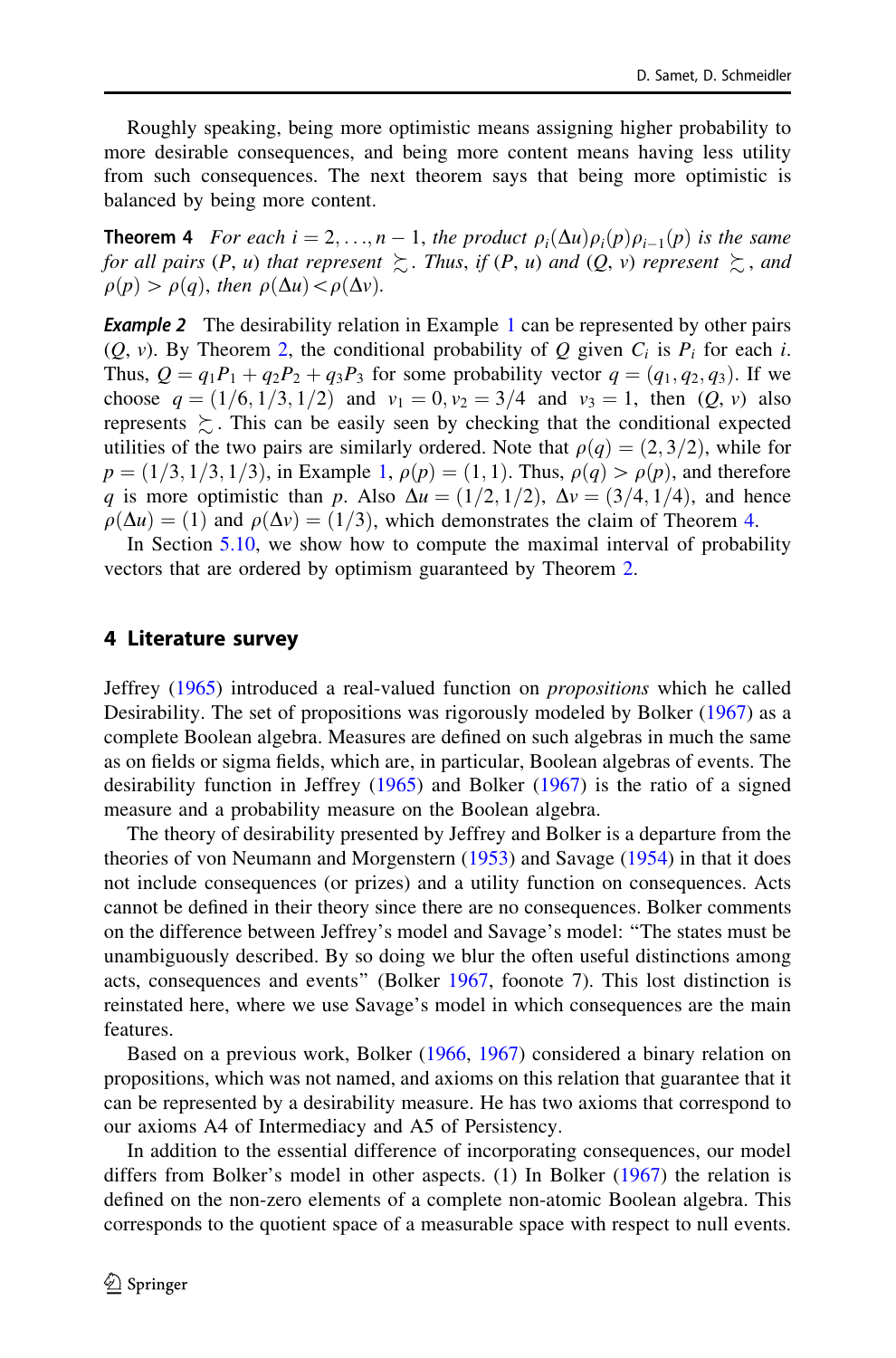Roughly speaking, being more optimistic means assigning higher probability to more desirable consequences, and being more content means having less utility from such consequences. The next theorem says that being more optimistic is balanced by being more content.

**Theorem 4** *For each $i = 2, \ldots, n-1$, the product $\rho_i(\Delta u)\rho_i(p)\rho_{i-1}(p)$ is the same for all pairs $(P, u)$ that represent $\succsim$. Thus, if $(P, u)$ and $(Q, v)$ represent $\succsim$, and $\rho(p) > \rho(q)$, then $\rho(\Delta u) < \rho(\Delta v)$.*

***Example 2*** The desirability relation in Example 1 can be represented by other pairs $(Q, v)$. By Theorem 2, the conditional probability of $Q$ given $C_i$ is $P_i$ for each $i$. Thus, $Q = q_1 P_1 + q_2 P_2 + q_3 P_3$ for some probability vector $q = (q_1, q_2, q_3)$. If we choose $q = (1/6, 1/3, 1/2)$ and $v_1 = 0, v_2 = 3/4$ and $v_3 = 1$, then $(Q, v)$ also represents $\succsim$. This can be easily seen by checking that the conditional expected utilities of the two pairs are similarly ordered. Note that $\rho(q) = (2, 3/2)$, while for $p = (1/3, 1/3, 1/3)$, in Example 1, $\rho(p) = (1, 1)$. Thus, $\rho(q) > \rho(p)$, and therefore $q$ is more optimistic than $p$. Also $\Delta u = (1/2, 1/2)$, $\Delta v = (3/4, 1/4)$, and hence $\rho(\Delta u) = (1)$ and $\rho(\Delta v) = (1/3)$, which demonstrates the claim of Theorem 4.

In Section 5.10, we show how to compute the maximal interval of probability vectors that are ordered by optimism guaranteed by Theorem 2.

## 4 Literature survey

Jeffrey (1965) introduced a real-valued function on *propositions* which he called Desirability. The set of propositions was rigorously modeled by Bolker (1967) as a complete Boolean algebra. Measures are defined on such algebras in much the same as on fields or sigma fields, which are, in particular, Boolean algebras of events. The desirability function in Jeffrey (1965) and Bolker (1967) is the ratio of a signed measure and a probability measure on the Boolean algebra.

The theory of desirability presented by Jeffrey and Bolker is a departure from the theories of von Neumann and Morgenstern (1953) and Savage (1954) in that it does not include consequences (or prizes) and a utility function on consequences. Acts cannot be defined in their theory since there are no consequences. Bolker comments on the difference between Jeffrey's model and Savage's model: "The states must be unambiguously described. By so doing we blur the often useful distinctions among acts, consequences and events" (Bolker 1967, foonote 7). This lost distinction is reinstated here, where we use Savage's model in which consequences are the main features.

Based on a previous work, Bolker (1966, 1967) considered a binary relation on propositions, which was not named, and axioms on this relation that guarantee that it can be represented by a desirability measure. He has two axioms that correspond to our axioms A4 of Intermediacy and A5 of Persistency.

In addition to the essential difference of incorporating consequences, our model differs from Bolker's model in other aspects. (1) In Bolker (1967) the relation is defined on the non-zero elements of a complete non-atomic Boolean algebra. This corresponds to the quotient space of a measurable space with respect to null events.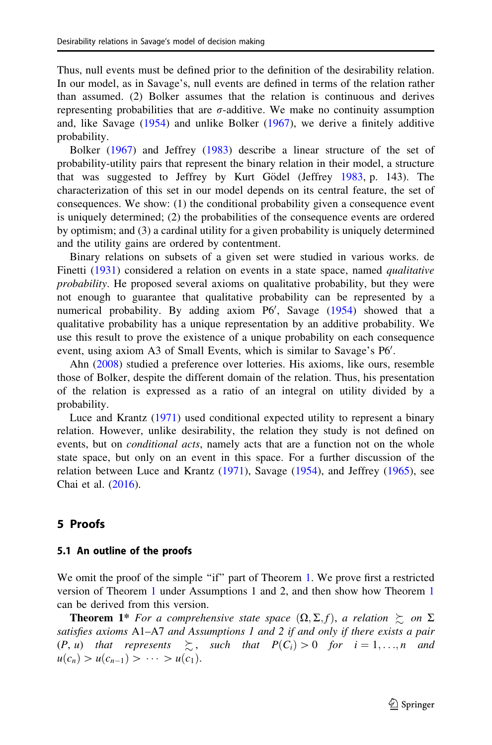Thus, null events must be defined prior to the definition of the desirability relation. In our model, as in Savage's, null events are defined in terms of the relation rather than assumed. (2) Bolker assumes that the relation is continuous and derives representing probabilities that are $\sigma$-additive. We make no continuity assumption and, like Savage (1954) and unlike Bolker (1967), we derive a finitely additive probability.

Bolker (1967) and Jeffrey (1983) describe a linear structure of the set of probability-utility pairs that represent the binary relation in their model, a structure that was suggested to Jeffrey by Kurt Gödel (Jeffrey 1983, p. 143). The characterization of this set in our model depends on its central feature, the set of consequences. We show: (1) the conditional probability given a consequence event is uniquely determined; (2) the probabilities of the consequence events are ordered by optimism; and (3) a cardinal utility for a given probability is uniquely determined and the utility gains are ordered by contentment.

Binary relations on subsets of a given set were studied in various works. de Finetti (1931) considered a relation on events in a state space, named *qualitative probability*. He proposed several axioms on qualitative probability, but they were not enough to guarantee that qualitative probability can be represented by a numerical probability. By adding axiom P6′, Savage (1954) showed that a qualitative probability has a unique representation by an additive probability. We use this result to prove the existence of a unique probability on each consequence event, using axiom A3 of Small Events, which is similar to Savage's P6′.

Ahn (2008) studied a preference over lotteries. His axioms, like ours, resemble those of Bolker, despite the different domain of the relation. Thus, his presentation of the relation is expressed as a ratio of an integral on utility divided by a probability.

Luce and Krantz (1971) used conditional expected utility to represent a binary relation. However, unlike desirability, the relation they study is not defined on events, but on *conditional acts*, namely acts that are a function not on the whole state space, but only on an event in this space. For a further discussion of the relation between Luce and Krantz (1971), Savage (1954), and Jeffrey (1965), see Chai et al. (2016).

## 5 Proofs

### 5.1 An outline of the proofs

We omit the proof of the simple "if" part of Theorem 1. We prove first a restricted version of Theorem 1 under Assumptions 1 and 2, and then show how Theorem 1 can be derived from this version.

**Theorem 1*** *For a comprehensive state space $(\Omega, \Sigma, f)$, a relation $\succsim$ on $\Sigma$ satisfies axioms A1–A7 and Assumptions 1 and 2 if and only if there exists a pair $(P, u)$ that represents $\succsim$, such that $P(C_i) > 0$ for $i = 1, \ldots, n$ and $u(c_n) > u(c_{n-1}) > \cdots > u(c_1)$.*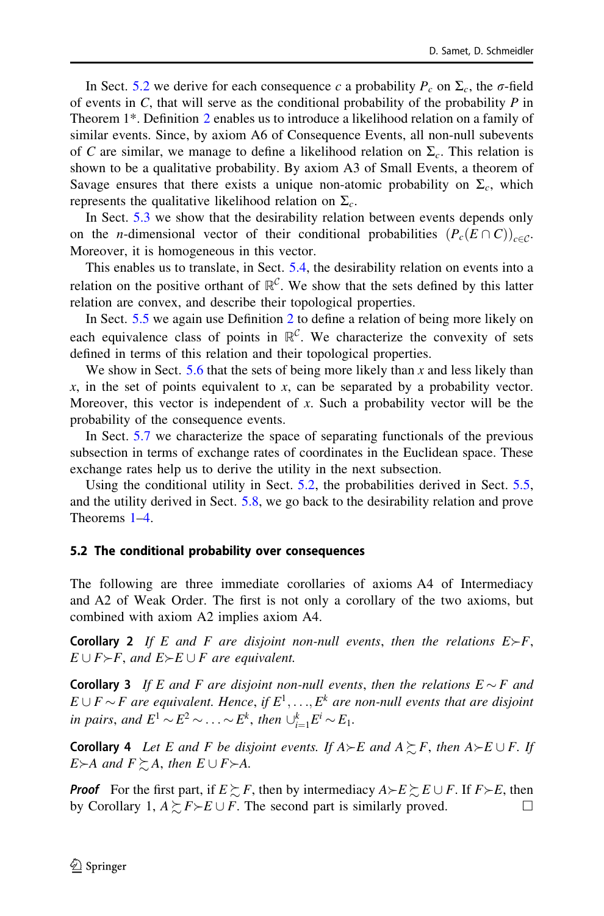In Sect. 5.2 we derive for each consequence $c$ a probability $P_c$ on $\Sigma_c$, the $\sigma$-field of events in $C$, that will serve as the conditional probability of the probability $P$ in Theorem 1*. Definition 2 enables us to introduce a likelihood relation on a family of similar events. Since, by axiom A6 of Consequence Events, all non-null subevents of $C$ are similar, we manage to define a likelihood relation on $\Sigma_c$. This relation is shown to be a qualitative probability. By axiom A3 of Small Events, a theorem of Savage ensures that there exists a unique non-atomic probability on $\Sigma_c$, which represents the qualitative likelihood relation on $\Sigma_c$.

In Sect. 5.3 we show that the desirability relation between events depends only on the $n$-dimensional vector of their conditional probabilities $(P_c(E \cap C))_{c \in \mathcal{C}}$. Moreover, it is homogeneous in this vector.

This enables us to translate, in Sect. 5.4, the desirability relation on events into a relation on the positive orthant of $\mathbb{R}^{\mathcal{C}}$. We show that the sets defined by this latter relation are convex, and describe their topological properties.

In Sect. 5.5 we again use Definition 2 to define a relation of being more likely on each equivalence class of points in $\mathbb{R}^{\mathcal{C}}$. We characterize the convexity of sets defined in terms of this relation and their topological properties.

We show in Sect. 5.6 that the sets of being more likely than $x$ and less likely than $x$, in the set of points equivalent to $x$, can be separated by a probability vector. Moreover, this vector is independent of $x$. Such a probability vector will be the probability of the consequence events.

In Sect. 5.7 we characterize the space of separating functionals of the previous subsection in terms of exchange rates of coordinates in the Euclidean space. These exchange rates help us to derive the utility in the next subsection.

Using the conditional utility in Sect. 5.2, the probabilities derived in Sect. 5.5, and the utility derived in Sect. 5.8, we go back to the desirability relation and prove Theorems 1–4.

### 5.2 The conditional probability over consequences

The following are three immediate corollaries of axioms A4 of Intermediacy and A2 of Weak Order. The first is not only a corollary of the two axioms, but combined with axiom A2 implies axiom A4.

**Corollary 2** *If $E$ and $F$ are disjoint non-null events, then the relations $E \succ F$, $E \cup F \succ F$, and $E \succ E \cup F$ are equivalent.*

**Corollary 3** *If $E$ and $F$ are disjoint non-null events, then the relations $E \sim F$ and $E \cup F \sim F$ are equivalent. Hence, if $E^1, \ldots, E^k$ are non-null events that are disjoint in pairs, and $E^1 \sim E^2 \sim \ldots \sim E^k$, then $\cup_{i=1}^k E^i \sim E_1$.*

**Corollary 4** *Let $E$ and $F$ be disjoint events. If $A \succ E$ and $A \succsim F$, then $A \succ E \cup F$. If $E \succ A$ and $F \succsim A$, then $E \cup F \succ A$.*

***Proof*** For the first part, if $E \succsim F$, then by intermediacy $A \succ E \succsim E \cup F$. If $F \succ E$, then by Corollary 1, $A \succsim F \succ E \cup F$. The second part is similarly proved. $\square$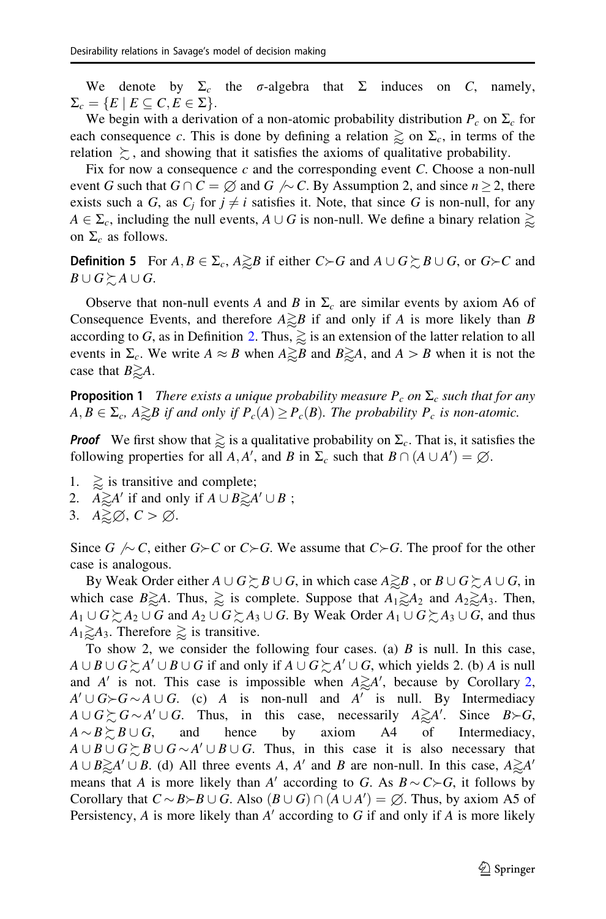We denote by $\Sigma_c$ the $\sigma$-algebra that $\Sigma$ induces on $C$, namely, $\Sigma_c = \{E \mid E \subseteq C, E \in \Sigma\}$.

We begin with a derivation of a non-atomic probability distribution $P_c$ on $\Sigma_c$ for each consequence $c$. This is done by defining a relation $\gtrapprox$ on $\Sigma_c$, in terms of the relation $\succsim$, and showing that it satisfies the axioms of qualitative probability.

Fix for now a consequence $c$ and the corresponding event $C$. Choose a non-null event $G$ such that $G \cap C = \varnothing$ and $G \not\sim C$. By Assumption 2, and since $n \geq 2$, there exists such a $G$, as $C_j$ for $j \neq i$ satisfies it. Note, that since $G$ is non-null, for any $A \in \Sigma_c$, including the null events, $A \cup G$ is non-null. We define a binary relation $\gtrapprox$ on $\Sigma_c$ as follows.

**Definition 5** For $A, B \in \Sigma_c$, $A \gtrapprox B$ if either $C \succ G$ and $A \cup G \succsim B \cup G$, or $G \succ C$ and $B \cup G \succsim A \cup G$.

Observe that non-null events $A$ and $B$ in $\Sigma_c$ are similar events by axiom A6 of Consequence Events, and therefore $A \gtrapprox B$ if and only if $A$ is more likely than $B$ according to $G$, as in Definition 2. Thus, $\gtrapprox$ is an extension of the latter relation to all events in $\Sigma_c$. We write $A \approx B$ when $A \gtrapprox B$ and $B \gtrapprox A$, and $A > B$ when it is not the case that $B \gtrapprox A$.

**Proposition 1** *There exists a unique probability measure $P_c$ on $\Sigma_c$ such that for any $A, B \in \Sigma_c$, $A \gtrapprox B$ if and only if $P_c(A) \geq P_c(B)$. The probability $P_c$ is non-atomic.*

***Proof*** We first show that $\gtrapprox$ is a qualitative probability on $\Sigma_c$. That is, it satisfies the following properties for all $A, A'$, and $B$ in $\Sigma_c$ such that $B \cap (A \cup A') = \varnothing$.

1. $\gtrapprox$ is transitive and complete;
2. $A \gtrapprox A'$ if and only if $A \cup B \gtrapprox A' \cup B$ ;
3. $A \gtrapprox \varnothing$, $C > \varnothing$.

Since $G \not\sim C$, either $G \succ C$ or $C \succ G$. We assume that $C \succ G$. The proof for the other case is analogous.

By Weak Order either $A \cup G \succsim B \cup G$, in which case $A \gtrapprox B$ , or $B \cup G \succsim A \cup G$, in which case $B \gtrapprox A$. Thus, $\gtrapprox$ is complete. Suppose that $A_1 \gtrapprox A_2$ and $A_2 \gtrapprox A_3$. Then, $A_1 \cup G \succsim A_2 \cup G$ and $A_2 \cup G \succsim A_3 \cup G$. By Weak Order $A_1 \cup G \succsim A_3 \cup G$, and thus $A_1 \gtrapprox A_3$. Therefore $\gtrapprox$ is transitive.

To show 2, we consider the following four cases. (a) $B$ is null. In this case, $A \cup B \cup G \succsim A' \cup B \cup G$ if and only if $A \cup G \succsim A' \cup G$, which yields 2. (b) $A$ is null and $A'$ is not. This case is impossible when $A \gtrapprox A'$, because by Corollary 2, $A' \cup G \succ G \sim A \cup G$. (c) $A$ is non-null and $A'$ is null. By Intermediacy $A \cup G \succsim G \sim A' \cup G$. Thus, in this case, necessarily $A \gtrapprox A'$. Since $B \succ G$, $A \sim B \succsim B \cup G$, and hence by axiom A4 of Intermediacy, $A \cup B \cup G \succsim B \cup G \sim A' \cup B \cup G$. Thus, in this case it is also necessary that $A \cup B \gtrapprox A' \cup B$. (d) All three events $A$, $A'$ and $B$ are non-null. In this case, $A \gtrapprox A'$ means that $A$ is more likely than $A'$ according to $G$. As $B \sim C \succ G$, it follows by Corollary that $C \sim B \succ B \cup G$. Also $(B \cup G) \cap (A \cup A') = \varnothing$. Thus, by axiom A5 of Persistency, $A$ is more likely than $A'$ according to $G$ if and only if $A$ is more likely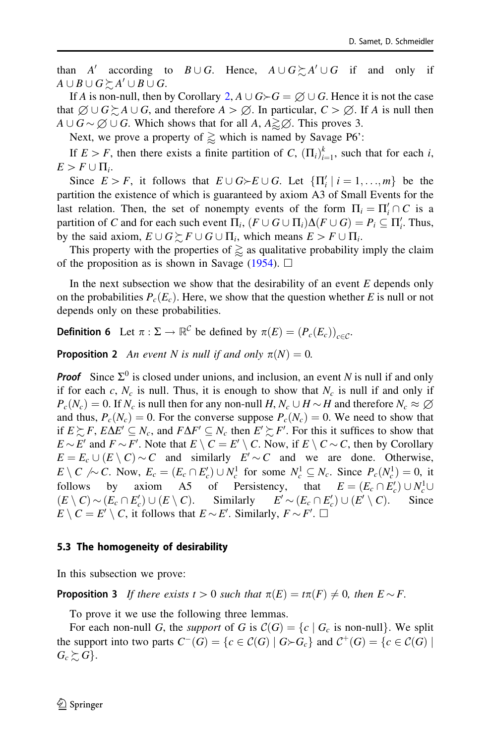than $A'$ according to $B \cup G$. Hence, $A \cup G \succsim A' \cup G$ if and only if $A \cup B \cup G \succsim A' \cup B \cup G$.

If $A$ is non-null, then by Corollary 2, $A \cup G \succ G = \emptyset \cup G$. Hence it is not the case that $\emptyset \cup G \succsim A \cup G$, and therefore $A > \emptyset$. In particular, $C > \emptyset$. If $A$ is null then $A \cup G \sim \emptyset \cup G$. Which shows that for all $A$, $A \gtrapprox \emptyset$. This proves 3.

Next, we prove a property of $\gtrapprox$ which is named by Savage P6':

If $E > F$, then there exists a finite partition of $C$, $(\Pi_i)_{i=1}^{k}$, such that for each $i$, $E > F \cup \Pi_i$.

Since $E > F$, it follows that $E \cup G \succ E \cup G$. Let $\{\Pi'_i \mid i = 1, \ldots, m\}$ be the partition the existence of which is guaranteed by axiom A3 of Small Events for the last relation. Then, the set of nonempty events of the form $\Pi_i = \Pi'_i \cap C$ is a partition of $C$ and for each such event $\Pi_i$, $(F \cup G \cup \Pi_i)\Delta(F \cup G) = P_i \subseteq \Pi'_i$. Thus, by the said axiom, $E \cup G \succsim F \cup G \cup \Pi_i$, which means $E > F \cup \Pi_i$.

This property with the properties of $\gtrapprox$ as qualitative probability imply the claim of the proposition as is shown in Savage (1954). $\square$

In the next subsection we show that the desirability of an event $E$ depends only on the probabilities $P_c(E_c)$. Here, we show that the question whether $E$ is null or not depends only on these probabilities.

**Definition 6** Let $\pi : \Sigma \to \mathbb{R}^{\mathcal{C}}$ be defined by $\pi(E) = (P_c(E_c))_{c \in \mathcal{C}}$.

**Proposition 2** *An event $N$ is null if and only $\pi(N) = 0$.*

***Proof*** Since $\Sigma^0$ is closed under unions, and inclusion, an event $N$ is null if and only if for each $c$, $N_c$ is null. Thus, it is enough to show that $N_c$ is null if and only if $P_c(N_c) = 0$. If $N_c$ is null then for any non-null $H$, $N_c \cup H \sim H$ and therefore $N_c \approx \emptyset$ and thus, $P_c(N_c) = 0$. For the converse suppose $P_c(N_c) = 0$. We need to show that if $E \succsim F$, $E \Delta E' \subseteq N_c$, and $F \Delta F' \subseteq N_c$ then $E' \succsim F'$. For this it suffices to show that $E \sim E'$ and $F \sim F'$. Note that $E \setminus C = E' \setminus C$. Now, if $E \setminus C \sim C$, then by Corollary $E = E_c \cup (E \setminus C) \sim C$ and similarly $E' \sim C$ and we are done. Otherwise, $E \setminus C \not\sim C$. Now, $E_c = (E_c \cap E'_c) \cup N_c^1$ for some $N_c^1 \subseteq N_c$. Since $P_c(N_c^1) = 0$, it follows by axiom A5 of Persistency, that $E = (E_c \cap E'_c) \cup N_c^1 \cup (E \setminus C) \sim (E_c \cap E'_c) \cup (E \setminus C)$. Similarly $E' \sim (E_c \cap E'_c) \cup (E' \setminus C)$. Since $E \setminus C = E' \setminus C$, it follows that $E \sim E'$. Similarly, $F \sim F'$. $\square$

### 5.3 The homogeneity of desirability

In this subsection we prove:

**Proposition 3** *If there exists $t > 0$ such that $\pi(E) = t\pi(F) \neq 0$, then $E \sim F$.*

To prove it we use the following three lemmas.

For each non-null $G$, the *support* of $G$ is $\mathcal{C}(G) = \{c \mid G_c \text{ is non-null}\}$. We split the support into two parts $C^{-}(G) = \{c \in \mathcal{C}(G) \mid G \succ G_c\}$ and $\mathcal{C}^{+}(G) = \{c \in \mathcal{C}(G) \mid G_c \succsim G\}$.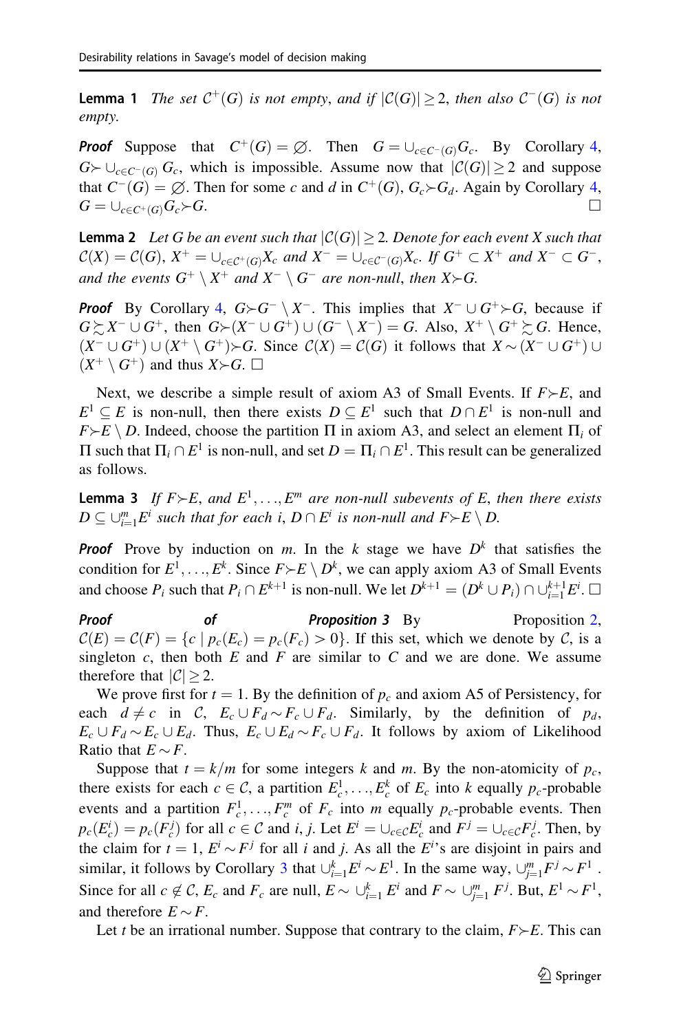**Lemma 1** *The set $\mathcal{C}^+(G)$ is not empty, and if $|\mathcal{C}(G)| \geq 2$, then also $\mathcal{C}^-(G)$ is not empty.*

***Proof*** Suppose that $C^+(G) = \emptyset$. Then $G = \cup_{c \in C^-(G)} G_c$. By Corollary 4, $G \succ \cup_{c \in C^-(G)} G_c$, which is impossible. Assume now that $|\mathcal{C}(G)| \geq 2$ and suppose that $C^-(G) = \emptyset$. Then for some $c$ and $d$ in $C^+(G)$, $G_c \succ G_d$. Again by Corollary 4, $G = \cup_{c \in C^+(G)} G_c \succ G$. □

**Lemma 2** *Let $G$ be an event such that $|\mathcal{C}(G)| \geq 2$. Denote for each event $X$ such that $\mathcal{C}(X) = \mathcal{C}(G)$, $X^+ = \cup_{c \in \mathcal{C}^+(G)} X_c$ and $X^- = \cup_{c \in \mathcal{C}^-(G)} X_c$. If $G^+ \subset X^+$ and $X^- \subset G^-$, and the events $G^+ \setminus X^+$ and $X^- \setminus G^-$ are non-null, then $X \succ G$.*

***Proof*** By Corollary 4, $G \succ G^- \setminus X^-$. This implies that $X^- \cup G^+ \succ G$, because if $G \succsim X^- \cup G^+$, then $G \succ (X^- \cup G^+) \cup (G^- \setminus X^-) = G$. Also, $X^+ \setminus G^+ \succsim G$. Hence, $(X^- \cup G^+) \cup (X^+ \setminus G^+) \succ G$. Since $\mathcal{C}(X) = \mathcal{C}(G)$ it follows that $X \sim (X^- \cup G^+) \cup (X^+ \setminus G^+)$ and thus $X \succ G$. □

Next, we describe a simple result of axiom A3 of Small Events. If $F \succ E$, and $E^1 \subseteq E$ is non-null, then there exists $D \subseteq E^1$ such that $D \cap E^1$ is non-null and $F \succ E \setminus D$. Indeed, choose the partition $\Pi$ in axiom A3, and select an element $\Pi_i$ of $\Pi$ such that $\Pi_i \cap E^1$ is non-null, and set $D = \Pi_i \cap E^1$. This result can be generalized as follows.

**Lemma 3** *If $F \succ E$, and $E^1, \ldots, E^m$ are non-null subevents of $E$, then there exists $D \subseteq \cup_{i=1}^m E^i$ such that for each $i$, $D \cap E^i$ is non-null and $F \succ E \setminus D$.*

***Proof*** Prove by induction on $m$. In the $k$ stage we have $D^k$ that satisfies the condition for $E^1, \ldots, E^k$. Since $F \succ E \setminus D^k$, we can apply axiom A3 of Small Events and choose $P_i$ such that $P_i \cap E^{k+1}$ is non-null. We let $D^{k+1} = (D^k \cup P_i) \cap \cup_{i=1}^{k+1} E^i$. □

***Proof of Proposition 3*** By Proposition 2, $\mathcal{C}(E) = \mathcal{C}(F) = \{c \mid p_c(E_c) = p_c(F_c) > 0\}$. If this set, which we denote by $\mathcal{C}$, is a singleton $c$, then both $E$ and $F$ are similar to $C$ and we are done. We assume therefore that $|\mathcal{C}| \geq 2$.

We prove first for $t = 1$. By the definition of $p_c$ and axiom A5 of Persistency, for each $d \neq c$ in $\mathcal{C}$, $E_c \cup F_d \sim F_c \cup F_d$. Similarly, by the definition of $p_d$, $E_c \cup F_d \sim E_c \cup E_d$. Thus, $E_c \cup E_d \sim F_c \cup F_d$. It follows by axiom of Likelihood Ratio that $E \sim F$.

Suppose that $t = k/m$ for some integers $k$ and $m$. By the non-atomicity of $p_c$, there exists for each $c \in \mathcal{C}$, a partition $E_c^1, \ldots, E_c^k$ of $E_c$ into $k$ equally $p_c$-probable events and a partition $F_c^1, \ldots, F_c^m$ of $F_c$ into $m$ equally $p_c$-probable events. Then $p_c(E_c^i) = p_c(F_c^j)$ for all $c \in \mathcal{C}$ and $i, j$. Let $E^i = \cup_{c \in \mathcal{C}} E_c^i$ and $F^j = \cup_{c \in \mathcal{C}} F_c^j$. Then, by the claim for $t = 1$, $E^i \sim F^j$ for all $i$ and $j$. As all the $E^i$'s are disjoint in pairs and similar, it follows by Corollary 3 that $\cup_{i=1}^k E^i \sim E^1$. In the same way, $\cup_{j=1}^m F^j \sim F^1$. Since for all $c \notin \mathcal{C}$, $E_c$ and $F_c$ are null, $E \sim \cup_{i=1}^k E^i$ and $F \sim \cup_{j=1}^m F^j$. But, $E^1 \sim F^1$, and therefore $E \sim F$.

Let $t$ be an irrational number. Suppose that contrary to the claim, $F \succ E$. This can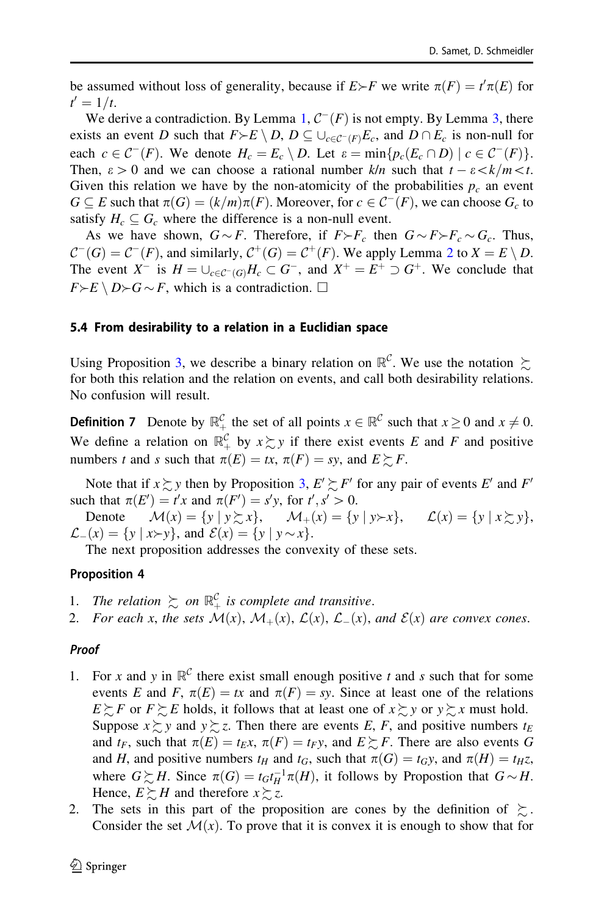be assumed without loss of generality, because if $E \succ F$ we write $\pi(F) = t'\pi(E)$ for $t' = 1/t$.

We derive a contradiction. By Lemma 1, $\mathcal{C}^-(F)$ is not empty. By Lemma 3, there exists an event $D$ such that $F \succ E \setminus D$, $D \subseteq \cup_{c \in \mathcal{C}^-(F)} E_c$, and $D \cap E_c$ is non-null for each $c \in \mathcal{C}^-(F)$. We denote $H_c = E_c \setminus D$. Let $\varepsilon = \min\{p_c(E_c \cap D) \mid c \in \mathcal{C}^-(F)\}$. Then, $\varepsilon > 0$ and we can choose a rational number $k/n$ such that $t - \varepsilon < k/m < t$. Given this relation we have by the non-atomicity of the probabilities $p_c$ an event $G \subseteq E$ such that $\pi(G) = (k/m)\pi(F)$. Moreover, for $c \in \mathcal{C}^-(F)$, we can choose $G_c$ to satisfy $H_c \subseteq G_c$ where the difference is a non-null event.

As we have shown, $G \sim F$. Therefore, if $F \succ F_c$ then $G \sim F \succ F_c \sim G_c$. Thus, $\mathcal{C}^-(G) = \mathcal{C}^-(F)$, and similarly, $\mathcal{C}^+(G) = \mathcal{C}^+(F)$. We apply Lemma 2 to $X = E \setminus D$. The event $X^-$ is $H = \cup_{c \in \mathcal{C}^-(G)} H_c \subset G^-$, and $X^+ = E^+ \supset G^+$. We conclude that $F \succ E \setminus D \succ G \sim F$, which is a contradiction. □

### 5.4 From desirability to a relation in a Euclidian space

Using Proposition 3, we describe a binary relation on $\mathbb{R}^{\mathcal{C}}$. We use the notation $\succsim$ for both this relation and the relation on events, and call both desirability relations. No confusion will result.

**Definition 7** Denote by $\mathbb{R}^{\mathcal{C}}_+$ the set of all points $x \in \mathbb{R}^{\mathcal{C}}$ such that $x \geq 0$ and $x \neq 0$. We define a relation on $\mathbb{R}^{\mathcal{C}}_+$ by $x \succsim y$ if there exist events $E$ and $F$ and positive numbers $t$ and $s$ such that $\pi(E) = tx$, $\pi(F) = sy$, and $E \succsim F$.

Note that if $x \succsim y$ then by Proposition 3, $E' \succsim F'$ for any pair of events $E'$ and $F'$ such that $\pi(E') = t'x$ and $\pi(F') = s'y$, for $t', s' > 0$.

Denote $\mathcal{M}(x) = \{y \mid y \succsim x\}$, $\mathcal{M}_+(x) = \{y \mid y \succ x\}$, $\mathcal{L}(x) = \{y \mid x \succsim y\}$, $\mathcal{L}_-(x) = \{y \mid x \succ y\}$, and $\mathcal{E}(x) = \{y \mid y \sim x\}$.

The next proposition addresses the convexity of these sets.

**Proposition 4**

1. *The relation $\succsim$ on $\mathbb{R}^{\mathcal{C}}_+$ is complete and transitive.*
2. *For each $x$, the sets $\mathcal{M}(x)$, $\mathcal{M}_+(x)$, $\mathcal{L}(x)$, $\mathcal{L}_-(x)$, and $\mathcal{E}(x)$ are convex cones.*

***Proof***

1. For $x$ and $y$ in $\mathbb{R}^{\mathcal{C}}$ there exist small enough positive $t$ and $s$ such that for some events $E$ and $F$, $\pi(E) = tx$ and $\pi(F) = sy$. Since at least one of the relations $E \succsim F$ or $F \succsim E$ holds, it follows that at least one of $x \succsim y$ or $y \succsim x$ must hold. Suppose $x \succsim y$ and $y \succsim z$. Then there are events $E$, $F$, and positive numbers $t_E$ and $t_F$, such that $\pi(E) = t_E x$, $\pi(F) = t_F y$, and $E \succsim F$. There are also events $G$ and $H$, and positive numbers $t_H$ and $t_G$, such that $\pi(G) = t_G y$, and $\pi(H) = t_H z$, where $G \succsim H$. Since $\pi(G) = t_G t_H^{-1} \pi(H)$, it follows by Propostion that $G \sim H$. Hence, $E \succsim H$ and therefore $x \succsim z$.
2. The sets in this part of the proposition are cones by the definition of $\succsim$. Consider the set $\mathcal{M}(x)$. To prove that it is convex it is enough to show that for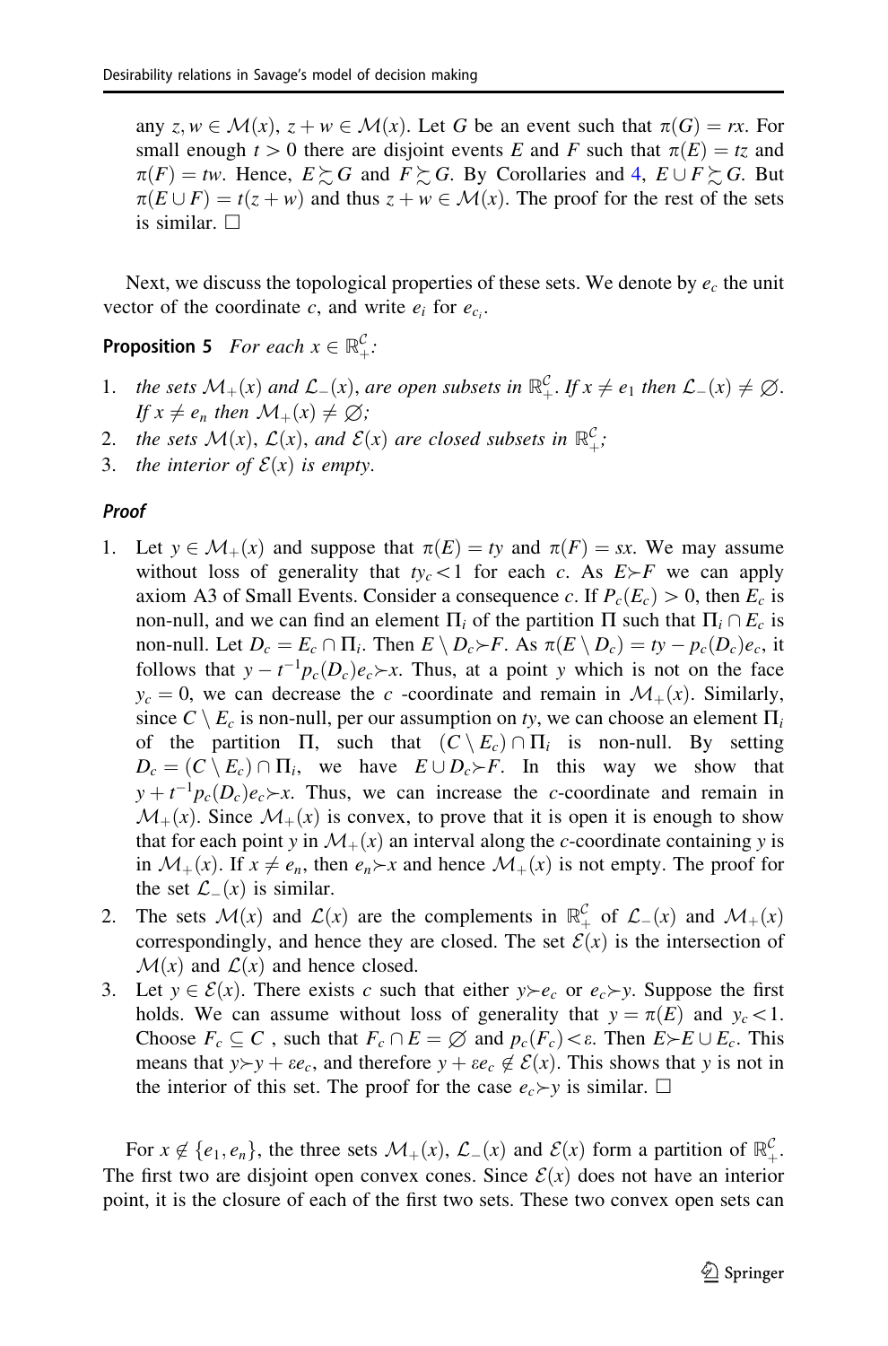any $z, w \in \mathcal{M}(x)$, $z + w \in \mathcal{M}(x)$. Let $G$ be an event such that $\pi(G) = rx$. For small enough $t > 0$ there are disjoint events $E$ and $F$ such that $\pi(E) = tz$ and $\pi(F) = tw$. Hence, $E \succsim G$ and $F \succsim G$. By Corollaries and 4, $E \cup F \succsim G$. But $\pi(E \cup F) = t(z + w)$ and thus $z + w \in \mathcal{M}(x)$. The proof for the rest of the sets is similar. $\square$

Next, we discuss the topological properties of these sets. We denote by $e_c$ the unit vector of the coordinate $c$, and write $e_i$ for $e_{c_i}$.

**Proposition 5** *For each $x \in \mathbb{R}^{\mathcal{C}}_{+}$:*

1. *the sets $\mathcal{M}_{+}(x)$ and $\mathcal{L}_{-}(x)$, are open subsets in $\mathbb{R}^{\mathcal{C}}_{+}$. If $x \neq e_1$ then $\mathcal{L}_{-}(x) \neq \emptyset$. If $x \neq e_n$ then $\mathcal{M}_{+}(x) \neq \emptyset$;*
2. *the sets $\mathcal{M}(x)$, $\mathcal{L}(x)$, and $\mathcal{E}(x)$ are closed subsets in $\mathbb{R}^{\mathcal{C}}_{+}$;*
3. *the interior of $\mathcal{E}(x)$ is empty.*

***Proof***

1. Let $y \in \mathcal{M}_{+}(x)$ and suppose that $\pi(E) = ty$ and $\pi(F) = sx$. We may assume without loss of generality that $ty_c < 1$ for each $c$. As $E \succ F$ we can apply axiom A3 of Small Events. Consider a consequence $c$. If $P_c(E_c) > 0$, then $E_c$ is non-null, and we can find an element $\Pi_i$ of the partition $\Pi$ such that $\Pi_i \cap E_c$ is non-null. Let $D_c = E_c \cap \Pi_i$. Then $E \setminus D_c \succ F$. As $\pi(E \setminus D_c) = ty - p_c(D_c)e_c$, it follows that $y - t^{-1}p_c(D_c)e_c \succ x$. Thus, at a point $y$ which is not on the face $y_c = 0$, we can decrease the $c$ -coordinate and remain in $\mathcal{M}_{+}(x)$. Similarly, since $C \setminus E_c$ is non-null, per our assumption on $ty$, we can choose an element $\Pi_i$ of the partition $\Pi$, such that $(C \setminus E_c) \cap \Pi_i$ is non-null. By setting $D_c = (C \setminus E_c) \cap \Pi_i$, we have $E \cup D_c \succ F$. In this way we show that $y + t^{-1}p_c(D_c)e_c \succ x$. Thus, we can increase the $c$-coordinate and remain in $\mathcal{M}_{+}(x)$. Since $\mathcal{M}_{+}(x)$ is convex, to prove that it is open it is enough to show that for each point $y$ in $\mathcal{M}_{+}(x)$ an interval along the $c$-coordinate containing $y$ is in $\mathcal{M}_{+}(x)$. If $x \neq e_n$, then $e_n \succ x$ and hence $\mathcal{M}_{+}(x)$ is not empty. The proof for the set $\mathcal{L}_{-}(x)$ is similar.
2. The sets $\mathcal{M}(x)$ and $\mathcal{L}(x)$ are the complements in $\mathbb{R}^{\mathcal{C}}_{+}$ of $\mathcal{L}_{-}(x)$ and $\mathcal{M}_{+}(x)$ correspondingly, and hence they are closed. The set $\mathcal{E}(x)$ is the intersection of $\mathcal{M}(x)$ and $\mathcal{L}(x)$ and hence closed.
3. Let $y \in \mathcal{E}(x)$. There exists $c$ such that either $y \succ e_c$ or $e_c \succ y$. Suppose the first holds. We can assume without loss of generality that $y = \pi(E)$ and $y_c < 1$. Choose $F_c \subseteq C$ , such that $F_c \cap E = \emptyset$ and $p_c(F_c) < \varepsilon$. Then $E \succ E \cup E_c$. This means that $y \succ y + \varepsilon e_c$, and therefore $y + \varepsilon e_c \notin \mathcal{E}(x)$. This shows that $y$ is not in the interior of this set. The proof for the case $e_c \succ y$ is similar. $\square$

For $x \notin \{e_1, e_n\}$, the three sets $\mathcal{M}_{+}(x)$, $\mathcal{L}_{-}(x)$ and $\mathcal{E}(x)$ form a partition of $\mathbb{R}^{\mathcal{C}}_{+}$. The first two are disjoint open convex cones. Since $\mathcal{E}(x)$ does not have an interior point, it is the closure of each of the first two sets. These two convex open sets can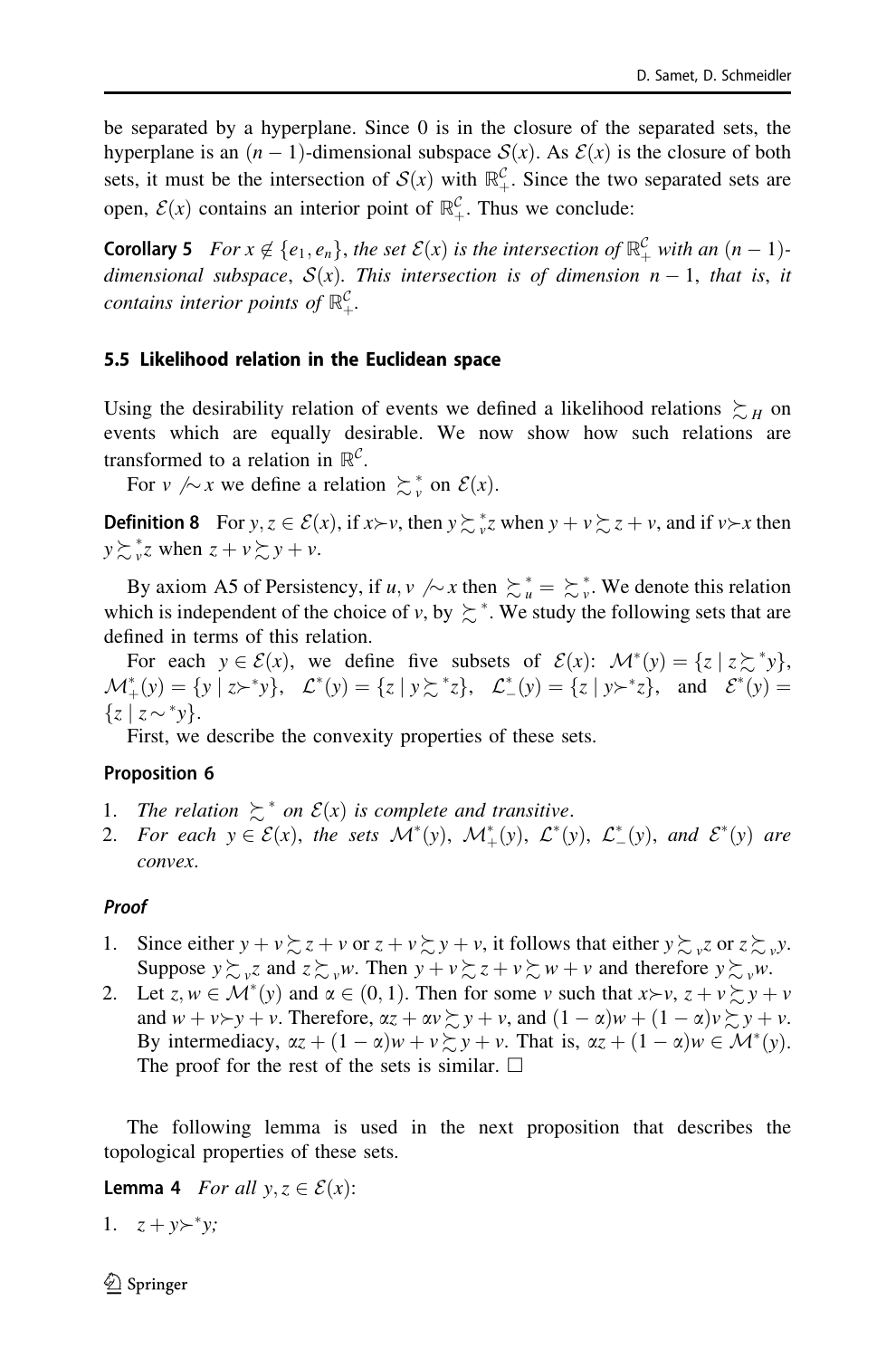be separated by a hyperplane. Since 0 is in the closure of the separated sets, the hyperplane is an $(n-1)$-dimensional subspace $\mathcal{S}(x)$. As $\mathcal{E}(x)$ is the closure of both sets, it must be the intersection of $\mathcal{S}(x)$ with $\mathbb{R}_+^{\mathcal{C}}$. Since the two separated sets are open, $\mathcal{E}(x)$ contains an interior point of $\mathbb{R}_+^{\mathcal{C}}$. Thus we conclude:

**Corollary 5** *For $x \notin \{e_1, e_n\}$, the set $\mathcal{E}(x)$ is the intersection of $\mathbb{R}_+^{\mathcal{C}}$ with an $(n-1)$-dimensional subspace, $\mathcal{S}(x)$. This intersection is of dimension $n-1$, that is, it contains interior points of $\mathbb{R}_+^{\mathcal{C}}$.*

### 5.5 Likelihood relation in the Euclidean space

Using the desirability relation of events we defined a likelihood relations $\succsim_H$ on events which are equally desirable. We now show how such relations are transformed to a relation in $\mathbb{R}^{\mathcal{C}}$.

For $v \not\sim x$ we define a relation $\succsim_v^*$ on $\mathcal{E}(x)$.

**Definition 8** For $y, z \in \mathcal{E}(x)$, if $x \succ v$, then $y \succsim_v^* z$ when $y + v \succsim z + v$, and if $v \succ x$ then $y \succsim_v^* z$ when $z + v \succsim y + v$.

By axiom A5 of Persistency, if $u, v \not\sim x$ then $\succsim_u^* = \succsim_v^*$. We denote this relation which is independent of the choice of $v$, by $\succsim^*$. We study the following sets that are defined in terms of this relation.

For each $y \in \mathcal{E}(x)$, we define five subsets of $\mathcal{E}(x)$: $\mathcal{M}^*(y) = \{z \mid z \succsim^* y\}$, $\mathcal{M}_+^*(y) = \{y \mid z \succ^* y\}$, $\mathcal{L}^*(y) = \{z \mid y \succsim^* z\}$, $\mathcal{L}_-^*(y) = \{z \mid y \succ^* z\}$, and $\mathcal{E}^*(y) = \{z \mid z \sim^* y\}$.

First, we describe the convexity properties of these sets.

**Proposition 6**

1. *The relation $\succsim^*$ on $\mathcal{E}(x)$ is complete and transitive.*
2. *For each $y \in \mathcal{E}(x)$, the sets $\mathcal{M}^*(y)$, $\mathcal{M}_+^*(y)$, $\mathcal{L}^*(y)$, $\mathcal{L}_-^*(y)$, and $\mathcal{E}^*(y)$ are convex.*

***Proof***

1. Since either $y + v \succsim z + v$ or $z + v \succsim y + v$, it follows that either $y \succsim_v z$ or $z \succsim_v y$. Suppose $y \succsim_v z$ and $z \succsim_v w$. Then $y + v \succsim z + v \succsim w + v$ and therefore $y \succsim_v w$.
2. Let $z, w \in \mathcal{M}^*(y)$ and $\alpha \in (0, 1)$. Then for some $v$ such that $x \succ v$, $z + v \succsim y + v$ and $w + v \succ y + v$. Therefore, $\alpha z + \alpha v \succsim y + v$, and $(1-\alpha)w + (1-\alpha)v \succsim y + v$. By intermediacy, $\alpha z + (1-\alpha)w + v \succsim y + v$. That is, $\alpha z + (1-\alpha)w \in \mathcal{M}^*(y)$. The proof for the rest of the sets is similar. $\square$

The following lemma is used in the next proposition that describes the topological properties of these sets.

**Lemma 4** *For all $y, z \in \mathcal{E}(x)$:*

1. $z + y \succ^* y$;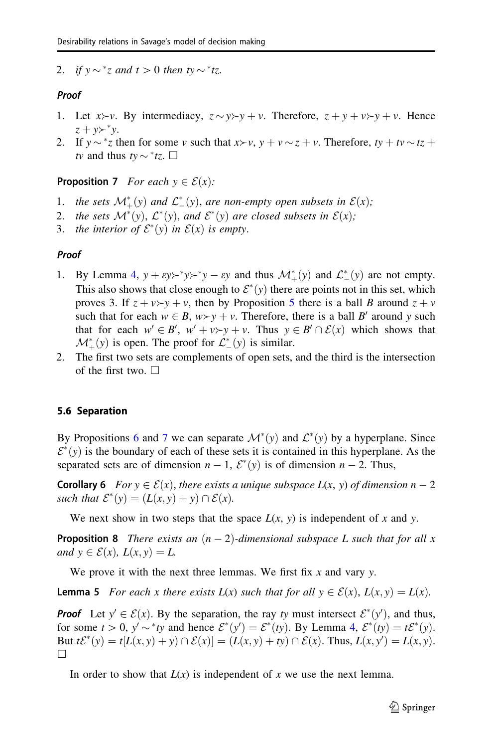2. *if* $y \sim^* z$ *and* $t > 0$ *then* $ty \sim^* tz$.

***Proof***

1. Let $x \succ v$. By intermediacy, $z \sim y \succ y + v$. Therefore, $z + y + v \succ y + v$. Hence $z + y \succ^* y$.
2. If $y \sim^* z$ then for some $v$ such that $x \succ v$, $y + v \sim z + v$. Therefore, $ty + tv \sim tz + tv$ and thus $ty \sim^* tz$. □

**Proposition 7** *For each* $y \in \mathcal{E}(x)$:

1. *the sets* $\mathcal{M}^*_+(y)$ *and* $\mathcal{L}^*_-(y)$, *are non-empty open subsets in* $\mathcal{E}(x)$;
2. *the sets* $\mathcal{M}^*(y)$, $\mathcal{L}^*(y)$, *and* $\mathcal{E}^*(y)$ *are closed subsets in* $\mathcal{E}(x)$;
3. *the interior of* $\mathcal{E}^*(y)$ *in* $\mathcal{E}(x)$ *is empty*.

***Proof***

1. By Lemma 4, $y + \varepsilon y \succ^* y \succ^* y - \varepsilon y$ and thus $\mathcal{M}^*_+(y)$ and $\mathcal{L}^*_-(y)$ are not empty. This also shows that close enough to $\mathcal{E}^*(y)$ there are points not in this set, which proves 3. If $z + v \succ y + v$, then by Proposition 5 there is a ball $B$ around $z + v$ such that for each $w \in B$, $w \succ y + v$. Therefore, there is a ball $B'$ around $y$ such that for each $w' \in B'$, $w' + v \succ y + v$. Thus $y \in B' \cap \mathcal{E}(x)$ which shows that $\mathcal{M}^*_+(y)$ is open. The proof for $\mathcal{L}^*_-(y)$ is similar.
2. The first two sets are complements of open sets, and the third is the intersection of the first two. □

### 5.6 Separation

By Propositions 6 and 7 we can separate $\mathcal{M}^*(y)$ and $\mathcal{L}^*(y)$ by a hyperplane. Since $\mathcal{E}^*(y)$ is the boundary of each of these sets it is contained in this hyperplane. As the separated sets are of dimension $n - 1$, $\mathcal{E}^*(y)$ is of dimension $n - 2$. Thus,

**Corollary 6** *For* $y \in \mathcal{E}(x)$, *there exists a unique subspace* $L(x, y)$ *of dimension* $n - 2$ *such that* $\mathcal{E}^*(y) = (L(x, y) + y) \cap \mathcal{E}(x)$.

We next show in two steps that the space $L(x, y)$ is independent of $x$ and $y$.

**Proposition 8** *There exists an* $(n - 2)$*-dimensional subspace* $L$ *such that for all* $x$ *and* $y \in \mathcal{E}(x)$, $L(x, y) = L$.

We prove it with the next three lemmas. We first fix $x$ and vary $y$.

**Lemma 5** *For each* $x$ *there exists* $L(x)$ *such that for all* $y \in \mathcal{E}(x)$, $L(x, y) = L(x)$.

***Proof*** Let $y' \in \mathcal{E}(x)$. By the separation, the ray $ty$ must intersect $\mathcal{E}^*(y')$, and thus, for some $t > 0$, $y' \sim^* ty$ and hence $\mathcal{E}^*(y') = \mathcal{E}^*(ty)$. By Lemma 4, $\mathcal{E}^*(ty) = t\mathcal{E}^*(y)$. But $t\mathcal{E}^*(y) = t[L(x, y) + y) \cap \mathcal{E}(x)] = (L(x, y) + ty) \cap \mathcal{E}(x)$. Thus, $L(x, y') = L(x, y)$. □

In order to show that $L(x)$ is independent of $x$ we use the next lemma.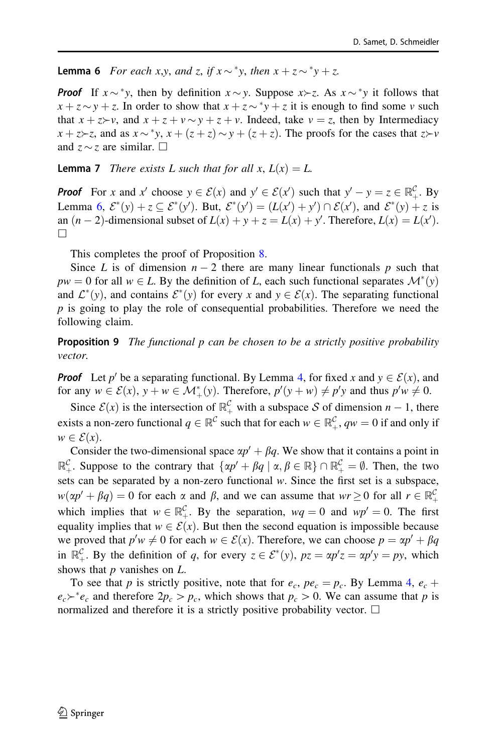**Lemma 6** *For each x,y, and z, if* $x \sim^* y$*, then* $x + z \sim^* y + z$*.*

***Proof*** If $x \sim^* y$, then by definition $x \sim y$. Suppose $x \succ z$. As $x \sim^* y$ it follows that $x + z \sim y + z$. In order to show that $x + z \sim^* y + z$ it is enough to find some $v$ such that $x + z \succ v$, and $x + z + v \sim y + z + v$. Indeed, take $v = z$, then by Intermediacy $x + z \succ z$, and as $x \sim^* y$, $x + (z + z) \sim y + (z + z)$. The proofs for the cases that $z \succ v$ and $z \sim z$ are similar. □

**Lemma 7** *There exists L such that for all x,* $L(x) = L$*.*

***Proof*** For $x$ and $x'$ choose $y \in \mathcal{E}(x)$ and $y' \in \mathcal{E}(x')$ such that $y' - y = z \in \mathbb{R}^{\mathcal{C}}_{+}$. By Lemma 6, $\mathcal{E}^*(y) + z \subseteq \mathcal{E}^*(y')$. But, $\mathcal{E}^*(y') = (L(x') + y') \cap \mathcal{E}(x')$, and $\mathcal{E}^*(y) + z$ is an $(n-2)$-dimensional subset of $L(x) + y + z = L(x) + y'$. Therefore, $L(x) = L(x')$. □

This completes the proof of Proposition 8.

Since $L$ is of dimension $n - 2$ there are many linear functionals $p$ such that $pw = 0$ for all $w \in L$. By the definition of $L$, each such functional separates $\mathcal{M}^*(y)$ and $\mathcal{L}^*(y)$, and contains $\mathcal{E}^*(y)$ for every $x$ and $y \in \mathcal{E}(x)$. The separating functional $p$ is going to play the role of consequential probabilities. Therefore we need the following claim.

**Proposition 9** *The functional p can be chosen to be a strictly positive probability vector.*

***Proof*** Let $p'$ be a separating functional. By Lemma 4, for fixed $x$ and $y \in \mathcal{E}(x)$, and for any $w \in \mathcal{E}(x)$, $y + w \in \mathcal{M}^*_{+}(y)$. Therefore, $p'(y + w) \neq p'y$ and thus $p'w \neq 0$.

Since $\mathcal{E}(x)$ is the intersection of $\mathbb{R}^{\mathcal{C}}_{+}$ with a subspace $\mathcal{S}$ of dimension $n - 1$, there exists a non-zero functional $q \in \mathbb{R}^{\mathcal{C}}$ such that for each $w \in \mathbb{R}^{\mathcal{C}}_{+}$, $qw = 0$ if and only if $w \in \mathcal{E}(x)$.

Consider the two-dimensional space $\alpha p' + \beta q$. We show that it contains a point in $\mathbb{R}^{\mathcal{C}}_{+}$. Suppose to the contrary that $\{\alpha p' + \beta q \mid \alpha, \beta \in \mathbb{R}\} \cap \mathbb{R}^{\mathcal{C}}_{+} = \emptyset$. Then, the two sets can be separated by a non-zero functional $w$. Since the first set is a subspace, $w(\alpha p' + \beta q) = 0$ for each $\alpha$ and $\beta$, and we can assume that $wr \geq 0$ for all $r \in \mathbb{R}^{\mathcal{C}}_{+}$ which implies that $w \in \mathbb{R}^{\mathcal{C}}_{+}$. By the separation, $wq = 0$ and $wp' = 0$. The first equality implies that $w \in \mathcal{E}(x)$. But then the second equation is impossible because we proved that $p'w \neq 0$ for each $w \in \mathcal{E}(x)$. Therefore, we can choose $p = \alpha p' + \beta q$ in $\mathbb{R}^{\mathcal{C}}_{+}$. By the definition of $q$, for every $z \in \mathcal{E}^*(y)$, $pz = \alpha p'z = \alpha p'y = py$, which shows that $p$ vanishes on $L$.

To see that $p$ is strictly positive, note that for $e_c$, $pe_c = p_c$. By Lemma 4, $e_c + e_c \succ^* e_c$ and therefore $2p_c > p_c$, which shows that $p_c > 0$. We can assume that $p$ is normalized and therefore it is a strictly positive probability vector. □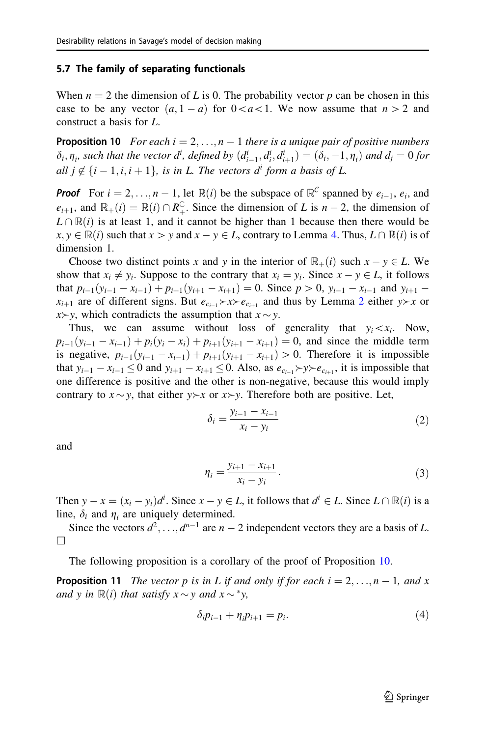### 5.7 The family of separating functionals

When $n = 2$ the dimension of $L$ is 0. The probability vector $p$ can be chosen in this case to be any vector $(a, 1-a)$ for $0<a<1$. We now assume that $n > 2$ and construct a basis for $L$.

**Proposition 10** *For each $i = 2, \ldots, n-1$ there is a unique pair of positive numbers $\delta_i, \eta_i$, such that the vector $d^i$, defined by $(d^i_{i-1}, d^i_i, d^i_{i+1}) = (\delta_i, -1, \eta_i)$ and $d_j = 0$ for all $j \notin \{i-1, i, i+1\}$, is in $L$. The vectors $d^i$ form a basis of $L$.*

***Proof*** For $i = 2, \ldots, n-1$, let $\mathbb{R}(i)$ be the subspace of $\mathbb{R}^{\mathcal{C}}$ spanned by $e_{i-1}$, $e_i$, and $e_{i+1}$, and $\mathbb{R}_+(i) = \mathbb{R}(i) \cap R^{\mathbb{C}}_+$. Since the dimension of $L$ is $n-2$, the dimension of $L \cap \mathbb{R}(i)$ is at least 1, and it cannot be higher than 1 because then there would be $x, y \in \mathbb{R}(i)$ such that $x > y$ and $x - y \in L$, contrary to Lemma 4. Thus, $L \cap \mathbb{R}(i)$ is of dimension 1.

Choose two distinct points $x$ and $y$ in the interior of $\mathbb{R}_+(i)$ such $x - y \in L$. We show that $x_i \neq y_i$. Suppose to the contrary that $x_i = y_i$. Since $x - y \in L$, it follows that $p_{i-1}(y_{i-1} - x_{i-1}) + p_{i+1}(y_{i+1} - x_{i+1}) = 0$. Since $p > 0$, $y_{i-1} - x_{i-1}$ and $y_{i+1} - x_{i+1}$ are of different signs. But $e_{c_{i-1}} \succ x \succ e_{c_{i+1}}$ and thus by Lemma 2 either $y \succ x$ or $x \succ y$, which contradicts the assumption that $x \sim y$.

Thus, we can assume without loss of generality that $y_i < x_i$. Now, $p_{i-1}(y_{i-1} - x_{i-1}) + p_i(y_i - x_i) + p_{i+1}(y_{i+1} - x_{i+1}) = 0$, and since the middle term is negative, $p_{i-1}(y_{i-1} - x_{i-1}) + p_{i+1}(y_{i+1} - x_{i+1}) > 0$. Therefore it is impossible that $y_{i-1} - x_{i-1} \leq 0$ and $y_{i+1} - x_{i+1} \leq 0$. Also, as $e_{c_{i-1}} \succ y \succ e_{c_{i+1}}$, it is impossible that one difference is positive and the other is non-negative, because this would imply contrary to $x \sim y$, that either $y \succ x$ or $x \succ y$. Therefore both are positive. Let,

$$\delta_i = \frac{y_{i-1} - x_{i-1}}{x_i - y_i} \tag{2}$$

and

$$\eta_i = \frac{y_{i+1} - x_{i+1}}{x_i - y_i}. \tag{3}$$

Then $y - x = (x_i - y_i)d^i$. Since $x - y \in L$, it follows that $d^i \in L$. Since $L \cap \mathbb{R}(i)$ is a line, $\delta_i$ and $\eta_i$ are uniquely determined.

Since the vectors $d^2, \ldots, d^{n-1}$ are $n-2$ independent vectors they are a basis of $L$. $\square$

The following proposition is a corollary of the proof of Proposition 10.

**Proposition 11** *The vector $p$ is in $L$ if and only if for each $i = 2, \ldots, n-1$, and $x$ and $y$ in $\mathbb{R}(i)$ that satisfy $x \sim y$ and $x \sim^* y$,*

$$\delta_i p_{i-1} + \eta_i p_{i+1} = p_i. \tag{4}$$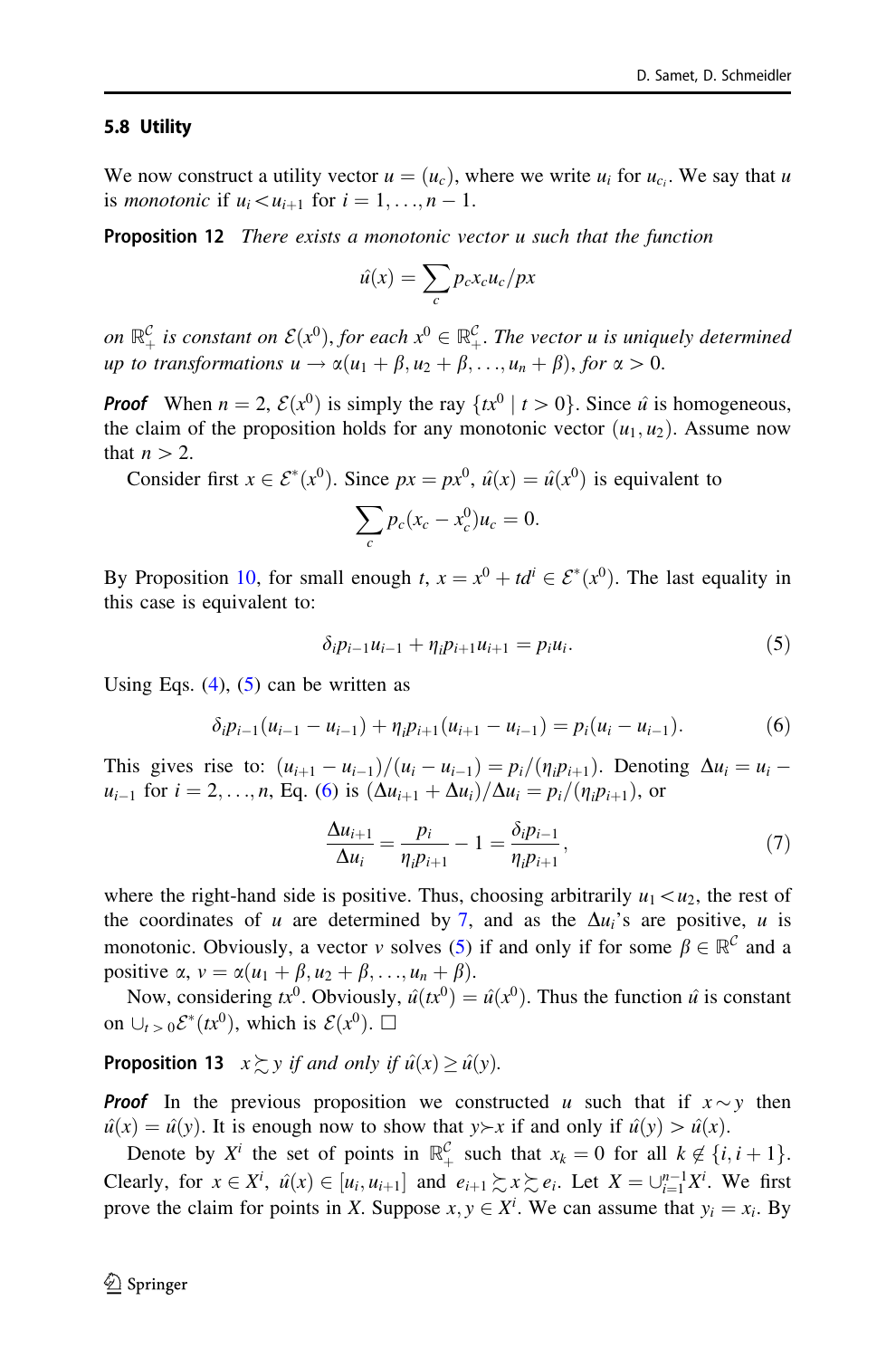### 5.8 Utility

We now construct a utility vector $u = (u_c)$, where we write $u_i$ for $u_{c_i}$. We say that $u$ is *monotonic* if $u_i < u_{i+1}$ for $i = 1, \ldots, n-1$.

**Proposition 12** *There exists a monotonic vector $u$ such that the function*

$$\hat{u}(x) = \sum_c p_c x_c u_c / px$$

*on $\mathbb{R}_+^{\mathcal{C}}$ is constant on $\mathcal{E}(x^0)$, for each $x^0 \in \mathbb{R}_+^{\mathcal{C}}$. The vector $u$ is uniquely determined up to transformations $u \to \alpha(u_1 + \beta, u_2 + \beta, \ldots, u_n + \beta)$, for $\alpha > 0$.*

***Proof*** When $n = 2$, $\mathcal{E}(x^0)$ is simply the ray $\{tx^0 \mid t > 0\}$. Since $\hat{u}$ is homogeneous, the claim of the proposition holds for any monotonic vector $(u_1, u_2)$. Assume now that $n > 2$.

Consider first $x \in \mathcal{E}^*(x^0)$. Since $px = px^0$, $\hat{u}(x) = \hat{u}(x^0)$ is equivalent to

$$\sum_c p_c (x_c - x_c^0) u_c = 0.$$

By Proposition 10, for small enough $t$, $x = x^0 + td^i \in \mathcal{E}^*(x^0)$. The last equality in this case is equivalent to:

$$\delta_i p_{i-1} u_{i-1} + \eta_i p_{i+1} u_{i+1} = p_i u_i. \tag{5}$$

Using Eqs. (4), (5) can be written as

$$\delta_i p_{i-1}(u_{i-1} - u_{i-1}) + \eta_i p_{i+1}(u_{i+1} - u_{i-1}) = p_i(u_i - u_{i-1}). \tag{6}$$

This gives rise to: $(u_{i+1} - u_{i-1})/(u_i - u_{i-1}) = p_i/(\eta_i p_{i+1})$. Denoting $\Delta u_i = u_i - u_{i-1}$ for $i = 2, \ldots, n$, Eq. (6) is $(\Delta u_{i+1} + \Delta u_i)/\Delta u_i = p_i/(\eta_i p_{i+1})$, or

$$\frac{\Delta u_{i+1}}{\Delta u_i} = \frac{p_i}{\eta_i p_{i+1}} - 1 = \frac{\delta_i p_{i-1}}{\eta_i p_{i+1}}, \tag{7}$$

where the right-hand side is positive. Thus, choosing arbitrarily $u_1 < u_2$, the rest of the coordinates of $u$ are determined by 7, and as the $\Delta u_i$'s are positive, $u$ is monotonic. Obviously, a vector $v$ solves (5) if and only if for some $\beta \in \mathbb{R}^{\mathcal{C}}$ and a positive $\alpha$, $v = \alpha(u_1 + \beta, u_2 + \beta, \ldots, u_n + \beta)$.

Now, considering $tx^0$. Obviously, $\hat{u}(tx^0) = \hat{u}(x^0)$. Thus the function $\hat{u}$ is constant on $\cup_{t>0} \mathcal{E}^*(tx^0)$, which is $\mathcal{E}(x^0)$. $\square$

**Proposition 13** *$x \succsim y$ if and only if $\hat{u}(x) \geq \hat{u}(y)$.*

***Proof*** In the previous proposition we constructed $u$ such that if $x \sim y$ then $\hat{u}(x) = \hat{u}(y)$. It is enough now to show that $y \succ x$ if and only if $\hat{u}(y) > \hat{u}(x)$.

Denote by $X^i$ the set of points in $\mathbb{R}_+^{\mathcal{C}}$ such that $x_k = 0$ for all $k \notin \{i, i+1\}$. Clearly, for $x \in X^i$, $\hat{u}(x) \in [u_i, u_{i+1}]$ and $e_{i+1} \succsim x \succsim e_i$. Let $X = \cup_{i=1}^{n-1} X^i$. We first prove the claim for points in $X$. Suppose $x, y \in X^i$. We can assume that $y_i = x_i$. By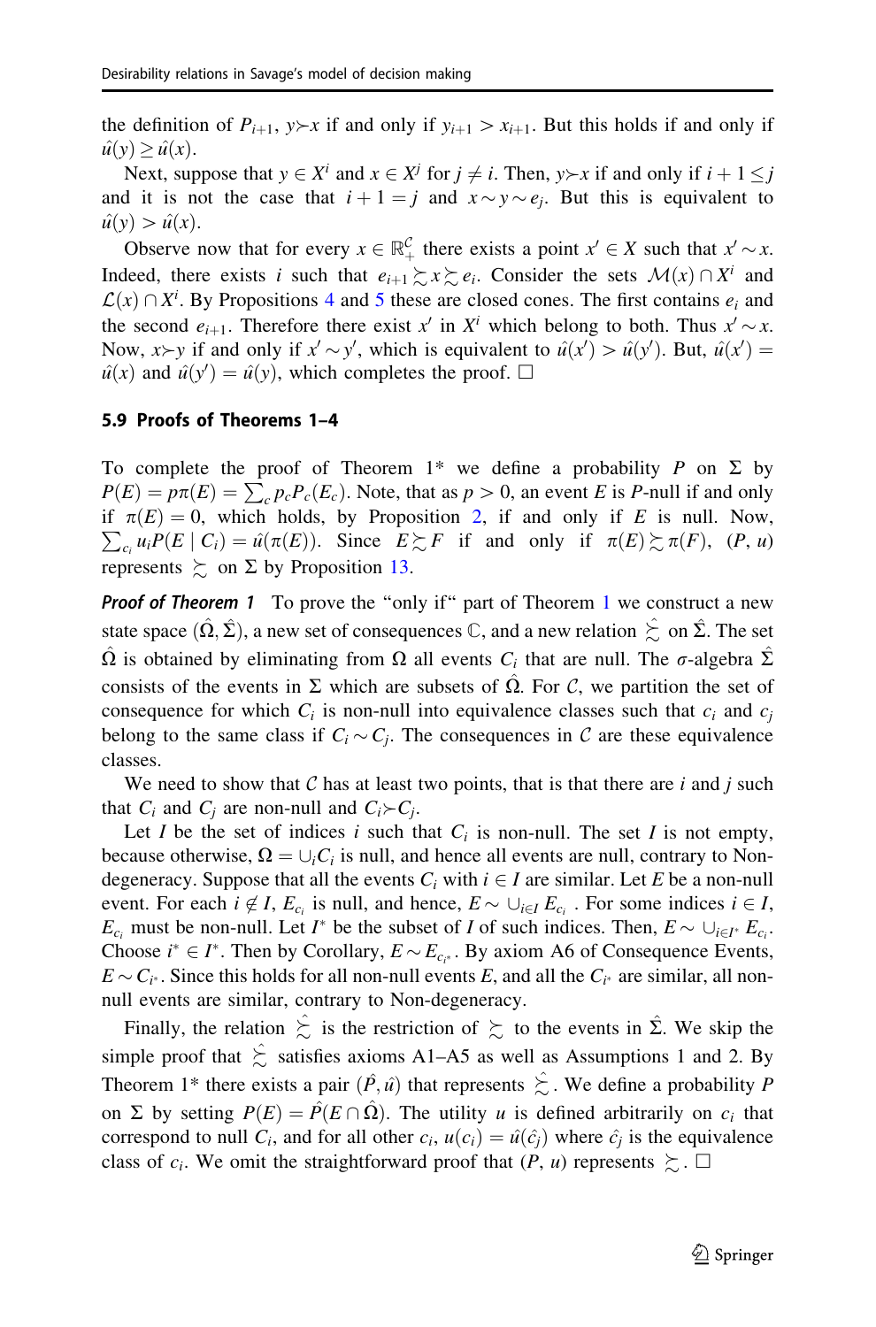the definition of $P_{i+1}$, $y \succ x$ if and only if $y_{i+1} > x_{i+1}$. But this holds if and only if $\hat{u}(y) \geq \hat{u}(x)$.

Next, suppose that $y \in X^i$ and $x \in X^j$ for $j \neq i$. Then, $y \succ x$ if and only if $i + 1 \leq j$ and it is not the case that $i + 1 = j$ and $x \sim y \sim e_j$. But this is equivalent to $\hat{u}(y) > \hat{u}(x)$.

Observe now that for every $x \in \mathbb{R}_+^{\mathcal{C}}$ there exists a point $x' \in X$ such that $x' \sim x$. Indeed, there exists $i$ such that $e_{i+1} \succsim x \succsim e_i$. Consider the sets $\mathcal{M}(x) \cap X^i$ and $\mathcal{L}(x) \cap X^i$. By Propositions 4 and 5 these are closed cones. The first contains $e_i$ and the second $e_{i+1}$. Therefore there exist $x'$ in $X^i$ which belong to both. Thus $x' \sim x$. Now, $x \succ y$ if and only if $x' \sim y'$, which is equivalent to $\hat{u}(x') > \hat{u}(y')$. But, $\hat{u}(x') = \hat{u}(x)$ and $\hat{u}(y') = \hat{u}(y)$, which completes the proof. □

### 5.9 Proofs of Theorems 1–4

To complete the proof of Theorem 1* we define a probability $P$ on $\Sigma$ by $P(E) = p\pi(E) = \sum_c p_c P_c(E_c)$. Note, that as $p > 0$, an event $E$ is $P$-null if and only if $\pi(E) = 0$, which holds, by Proposition 2, if and only if $E$ is null. Now, $\sum_{c_i} u_i P(E \mid C_i) = \hat{u}(\pi(E))$. Since $E \succsim F$ if and only if $\pi(E) \succsim \pi(F)$, $(P, u)$ represents $\succsim$ on $\Sigma$ by Proposition 13.

***Proof of Theorem 1*** To prove the "only if" part of Theorem 1 we construct a new state space $(\hat{\Omega}, \hat{\Sigma})$, a new set of consequences $\mathbb{C}$, and a new relation $\hat{\succsim}$ on $\hat{\Sigma}$. The set $\hat{\Omega}$ is obtained by eliminating from $\Omega$ all events $C_i$ that are null. The $\sigma$-algebra $\hat{\Sigma}$ consists of the events in $\Sigma$ which are subsets of $\hat{\Omega}$. For $\mathcal{C}$, we partition the set of consequence for which $C_i$ is non-null into equivalence classes such that $c_i$ and $c_j$ belong to the same class if $C_i \sim C_j$. The consequences in $\mathcal{C}$ are these equivalence classes.

We need to show that $\mathcal{C}$ has at least two points, that is that there are $i$ and $j$ such that $C_i$ and $C_j$ are non-null and $C_i \succ C_j$.

Let $I$ be the set of indices $i$ such that $C_i$ is non-null. The set $I$ is not empty, because otherwise, $\Omega = \cup_i C_i$ is null, and hence all events are null, contrary to Non-degeneracy. Suppose that all the events $C_i$ with $i \in I$ are similar. Let $E$ be a non-null event. For each $i \notin I$, $E_{c_i}$ is null, and hence, $E \sim \cup_{i \in I} E_{c_i}$ . For some indices $i \in I$, $E_{c_i}$ must be non-null. Let $I^*$ be the subset of $I$ of such indices. Then, $E \sim \cup_{i \in I^*} E_{c_i}$. Choose $i^* \in I^*$. Then by Corollary, $E \sim E_{c_{i^*}}$. By axiom A6 of Consequence Events, $E \sim C_{i^*}$. Since this holds for all non-null events $E$, and all the $C_{i^*}$ are similar, all non-null events are similar, contrary to Non-degeneracy.

Finally, the relation $\hat{\succsim}$ is the restriction of $\succsim$ to the events in $\hat{\Sigma}$. We skip the simple proof that $\hat{\succsim}$ satisfies axioms A1–A5 as well as Assumptions 1 and 2. By Theorem 1* there exists a pair $(\hat{P}, \hat{u})$ that represents $\hat{\succsim}$. We define a probability $P$ on $\Sigma$ by setting $P(E) = \hat{P}(E \cap \hat{\Omega})$. The utility $u$ is defined arbitrarily on $c_i$ that correspond to null $C_i$, and for all other $c_i$, $u(c_i) = \hat{u}(\hat{c}_j)$ where $\hat{c}_j$ is the equivalence class of $c_i$. We omit the straightforward proof that $(P, u)$ represents $\succsim$. □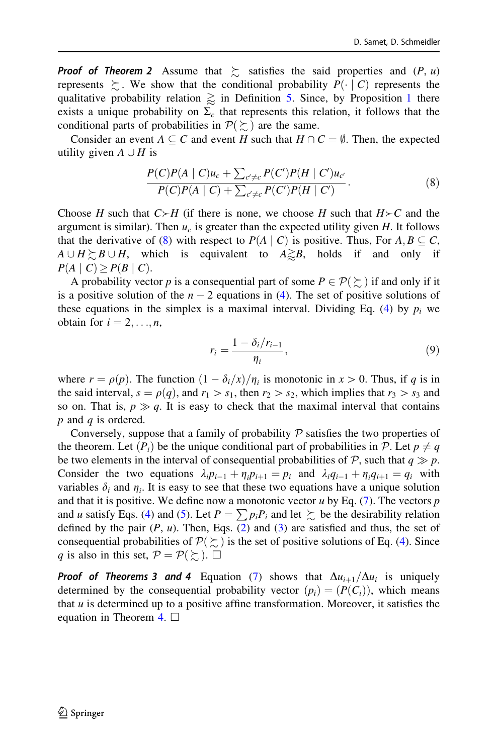***Proof of Theorem 2*** Assume that $\succsim$ satisfies the said properties and $(P, u)$ represents $\succsim$. We show that the conditional probability $P(\cdot \mid C)$ represents the qualitative probability relation $\gtrsim$ in Definition 5. Since, by Proposition 1 there exists a unique probability on $\Sigma_c$ that represents this relation, it follows that the conditional parts of probabilities in $\mathcal{P}(\succsim)$ are the same.

Consider an event $A \subseteq C$ and event $H$ such that $H \cap C = \emptyset$. Then, the expected utility given $A \cup H$ is

$$\frac{P(C)P(A \mid C)u_c + \sum_{c' \neq c} P(C')P(H \mid C')u_{c'}}{P(C)P(A \mid C) + \sum_{c' \neq c} P(C')P(H \mid C')}. \tag{8}$$

Choose $H$ such that $C \succ H$ (if there is none, we choose $H$ such that $H \succ C$ and the argument is similar). Then $u_c$ is greater than the expected utility given $H$. It follows that the derivative of (8) with respect to $P(A \mid C)$ is positive. Thus, For $A, B \subseteq C$, $A \cup H \succsim B \cup H$, which is equivalent to $A \gtrsim B$, holds if and only if $P(A \mid C) \geq P(B \mid C)$.

A probability vector $p$ is a consequential part of some $P \in \mathcal{P}(\succsim)$ if and only if it is a positive solution of the $n-2$ equations in (4). The set of positive solutions of these equations in the simplex is a maximal interval. Dividing Eq. (4) by $p_i$ we obtain for $i = 2, \ldots, n$,

$$r_i = \frac{1 - \delta_i / r_{i-1}}{\eta_i}, \tag{9}$$

where $r = \rho(p)$. The function $(1 - \delta_i/x)/\eta_i$ is monotonic in $x > 0$. Thus, if $q$ is in the said interval, $s = \rho(q)$, and $r_1 > s_1$, then $r_2 > s_2$, which implies that $r_3 > s_3$ and so on. That is, $p \gg q$. It is easy to check that the maximal interval that contains $p$ and $q$ is ordered.

Conversely, suppose that a family of probability $\mathcal{P}$ satisfies the two properties of the theorem. Let $(P_i)$ be the unique conditional part of probabilities in $\mathcal{P}$. Let $p \neq q$ be two elements in the interval of consequential probabilities of $\mathcal{P}$, such that $q \gg p$. Consider the two equations $\lambda_i p_{i-1} + \eta_i p_{i+1} = p_i$ and $\lambda_i q_{i-1} + \eta_i q_{i+1} = q_i$ with variables $\delta_i$ and $\eta_i$. It is easy to see that these two equations have a unique solution and that it is positive. We define now a monotonic vector $u$ by Eq. (7). The vectors $p$ and $u$ satisfy Eqs. (4) and (5). Let $P = \sum p_i P_i$ and let $\succsim$ be the desirability relation defined by the pair $(P, u)$. Then, Eqs. (2) and (3) are satisfied and thus, the set of consequential probabilities of $\mathcal{P}(\succsim)$ is the set of positive solutions of Eq. (4). Since $q$ is also in this set, $\mathcal{P} = \mathcal{P}(\succsim)$. $\square$

***Proof of Theorems 3 and 4*** Equation (7) shows that $\Delta u_{i+1}/\Delta u_i$ is uniquely determined by the consequential probability vector $(p_i) = (P(C_i))$, which means that $u$ is determined up to a positive affine transformation. Moreover, it satisfies the equation in Theorem 4. $\square$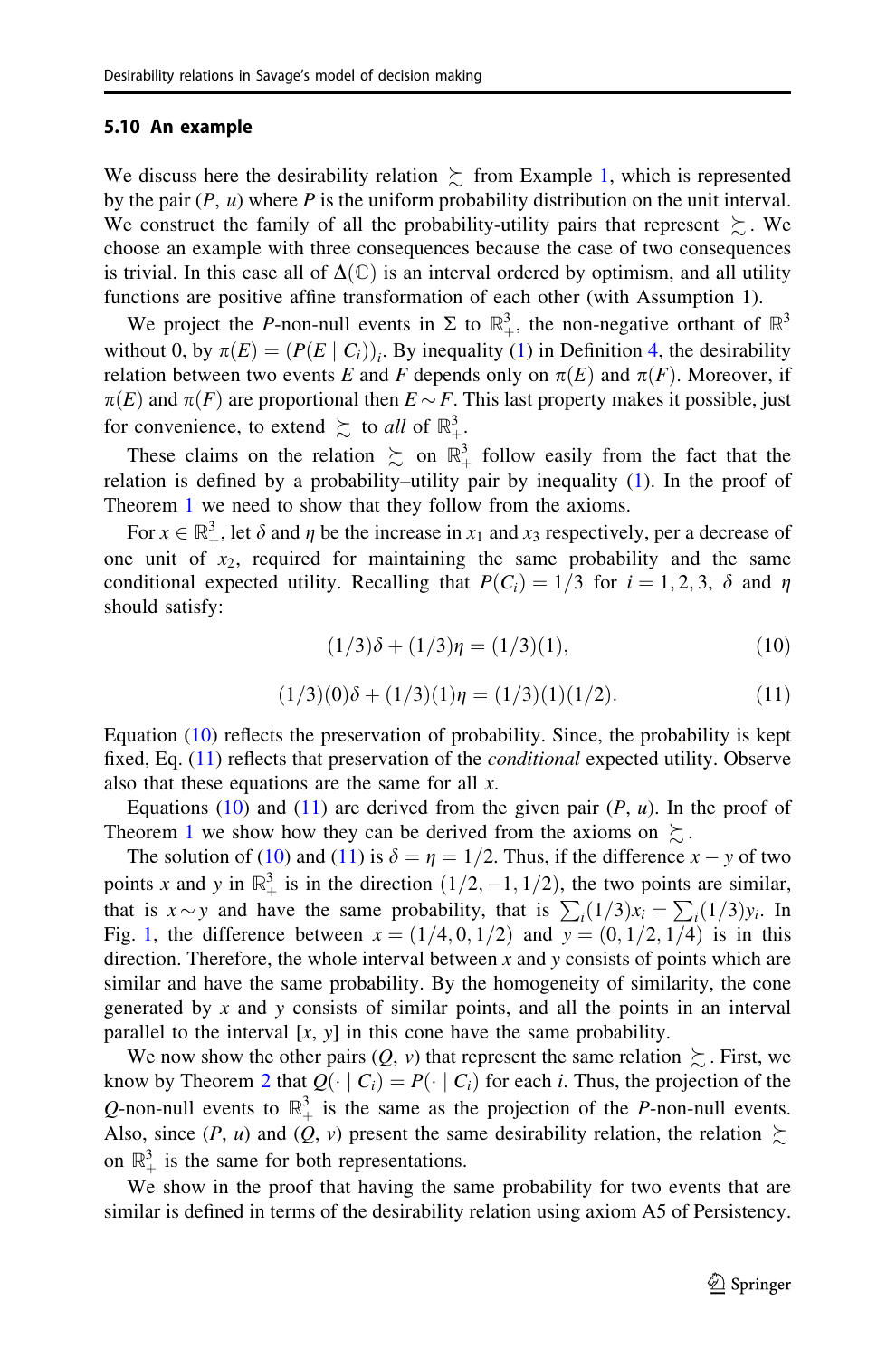### 5.10 An example

We discuss here the desirability relation $\succsim$ from Example 1, which is represented by the pair $(P, u)$ where $P$ is the uniform probability distribution on the unit interval. We construct the family of all the probability-utility pairs that represent $\succsim$. We choose an example with three consequences because the case of two consequences is trivial. In this case all of $\Delta(\mathbb{C})$ is an interval ordered by optimism, and all utility functions are positive affine transformation of each other (with Assumption 1).

We project the $P$-non-null events in $\Sigma$ to $\mathbb{R}^3_+$, the non-negative orthant of $\mathbb{R}^3$ without 0, by $\pi(E) = (P(E \mid C_i))_i$. By inequality (1) in Definition 4, the desirability relation between two events $E$ and $F$ depends only on $\pi(E)$ and $\pi(F)$. Moreover, if $\pi(E)$ and $\pi(F)$ are proportional then $E \sim F$. This last property makes it possible, just for convenience, to extend $\succsim$ to *all* of $\mathbb{R}^3_+$.

These claims on the relation $\succsim$ on $\mathbb{R}^3_+$ follow easily from the fact that the relation is defined by a probability–utility pair by inequality (1). In the proof of Theorem 1 we need to show that they follow from the axioms.

For $x \in \mathbb{R}^3_+$, let $\delta$ and $\eta$ be the increase in $x_1$ and $x_3$ respectively, per a decrease of one unit of $x_2$, required for maintaining the same probability and the same conditional expected utility. Recalling that $P(C_i) = 1/3$ for $i = 1, 2, 3$, $\delta$ and $\eta$ should satisfy:

$$(1/3)\delta + (1/3)\eta = (1/3)(1), \tag{10}$$

$$(1/3)(0)\delta + (1/3)(1)\eta = (1/3)(1)(1/2). \tag{11}$$

Equation (10) reflects the preservation of probability. Since, the probability is kept fixed, Eq. (11) reflects that preservation of the *conditional* expected utility. Observe also that these equations are the same for all $x$.

Equations (10) and (11) are derived from the given pair $(P, u)$. In the proof of Theorem 1 we show how they can be derived from the axioms on $\succsim$.

The solution of (10) and (11) is $\delta = \eta = 1/2$. Thus, if the difference $x - y$ of two points $x$ and $y$ in $\mathbb{R}^3_+$ is in the direction $(1/2, -1, 1/2)$, the two points are similar, that is $x \sim y$ and have the same probability, that is $\sum_i (1/3)x_i = \sum_i (1/3)y_i$. In Fig. 1, the difference between $x = (1/4, 0, 1/2)$ and $y = (0, 1/2, 1/4)$ is in this direction. Therefore, the whole interval between $x$ and $y$ consists of points which are similar and have the same probability. By the homogeneity of similarity, the cone generated by $x$ and $y$ consists of similar points, and all the points in an interval parallel to the interval $[x, y]$ in this cone have the same probability.

We now show the other pairs $(Q, v)$ that represent the same relation $\succsim$. First, we know by Theorem 2 that $Q(\cdot \mid C_i) = P(\cdot \mid C_i)$ for each $i$. Thus, the projection of the $Q$-non-null events to $\mathbb{R}^3_+$ is the same as the projection of the $P$-non-null events. Also, since $(P, u)$ and $(Q, v)$ present the same desirability relation, the relation $\succsim$ on $\mathbb{R}^3_+$ is the same for both representations.

We show in the proof that having the same probability for two events that are similar is defined in terms of the desirability relation using axiom A5 of Persistency.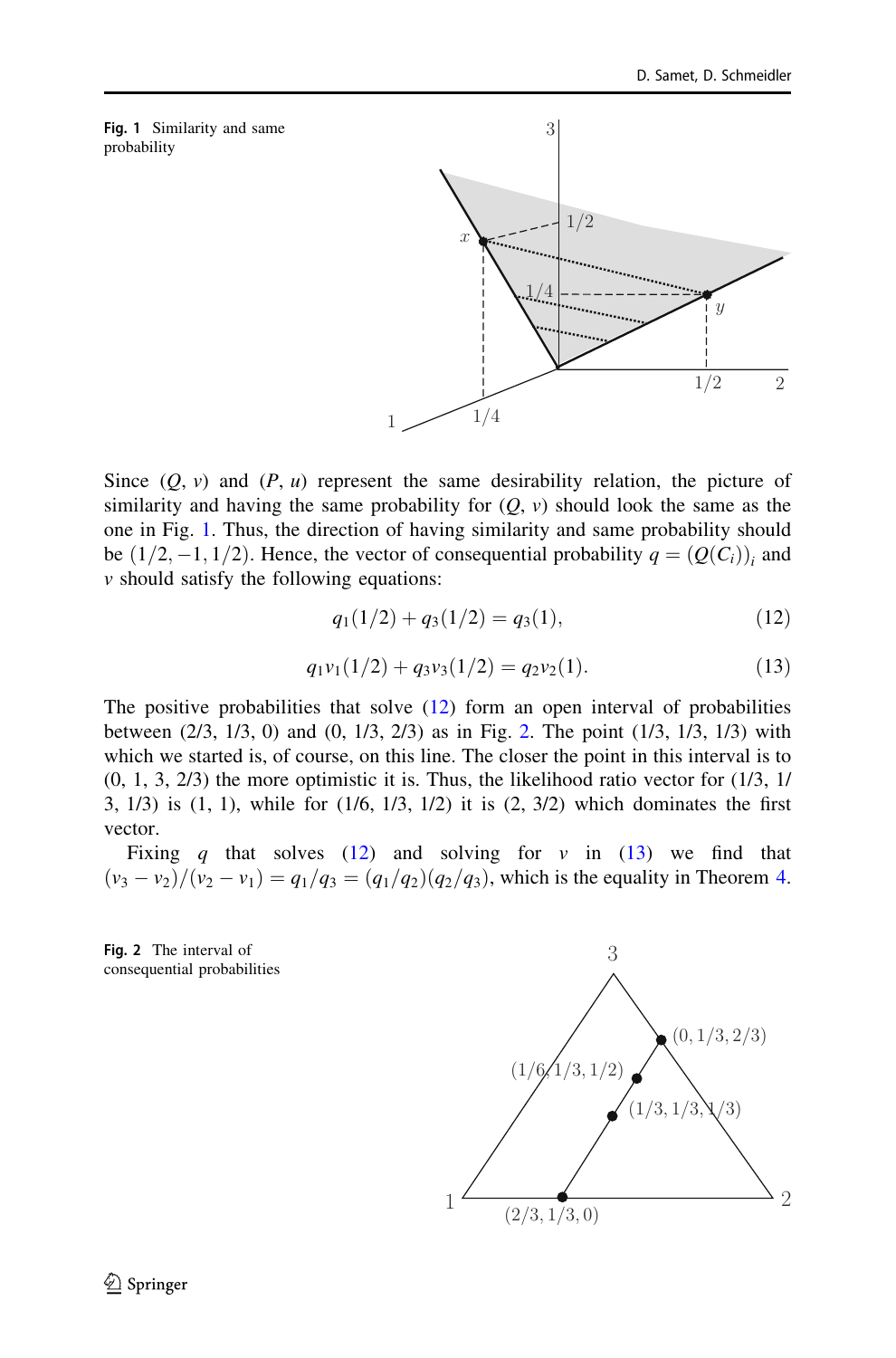**Fig. 1** Similarity and same probability

3

1/2

$x$

1/4

$y$

1/2

2

1

1/4

Since $(Q, v)$ and $(P, u)$ represent the same desirability relation, the picture of similarity and having the same probability for $(Q, v)$ should look the same as the one in Fig. 1. Thus, the direction of having similarity and same probability should be $(1/2, -1, 1/2)$. Hence, the vector of consequential probability $q = (Q(C_i))_i$ and $v$ should satisfy the following equations:

$$q_1(1/2) + q_3(1/2) = q_3(1), \tag{12}$$

$$q_1 v_1(1/2) + q_3 v_3(1/2) = q_2 v_2(1). \tag{13}$$

The positive probabilities that solve (12) form an open interval of probabilities between (2/3, 1/3, 0) and (0, 1/3, 2/3) as in Fig. 2. The point (1/3, 1/3, 1/3) with which we started is, of course, on this line. The closer the point in this interval is to (0, 1, 3, 2/3) the more optimistic it is. Thus, the likelihood ratio vector for (1/3, 1/3, 1/3) is (1, 1), while for (1/6, 1/3, 1/2) it is (2, 3/2) which dominates the first vector.

Fixing $q$ that solves (12) and solving for $v$ in (13) we find that $(v_3 - v_2)/(v_2 - v_1) = q_1/q_3 = (q_1/q_2)(q_2/q_3)$, which is the equality in Theorem 4.

**Fig. 2** The interval of consequential probabilities

3

(0, 1/3, 2/3)

(1/6, 1/3, 1/2)

(1/3, 1/3, 1/3)

1

2

(2/3, 1/3, 0)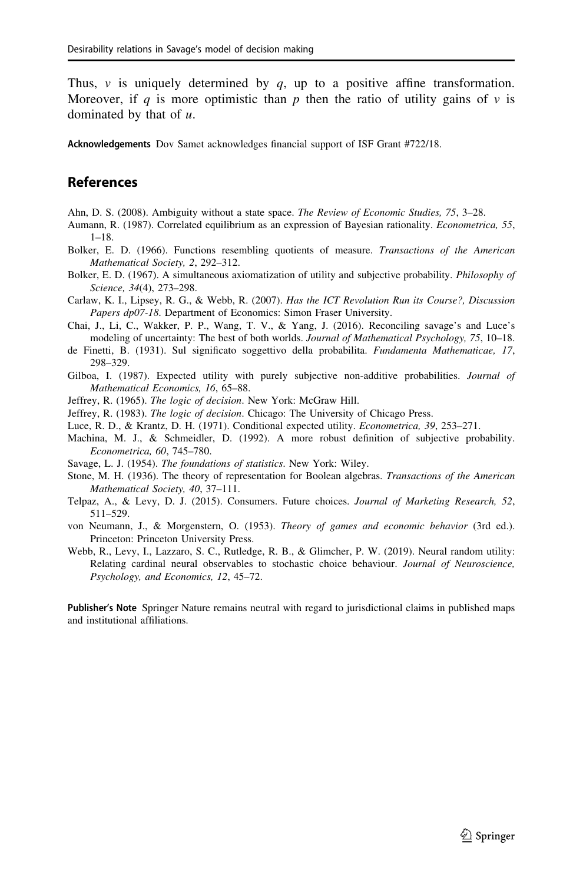Thus, $v$ is uniquely determined by $q$, up to a positive affine transformation. Moreover, if $q$ is more optimistic than $p$ then the ratio of utility gains of $v$ is dominated by that of $u$.

**Acknowledgements** Dov Samet acknowledges financial support of ISF Grant #722/18.

## References

Ahn, D. S. (2008). Ambiguity without a state space. *The Review of Economic Studies, 75*, 3–28.

Aumann, R. (1987). Correlated equilibrium as an expression of Bayesian rationality. *Econometrica, 55*, 1–18.

Bolker, E. D. (1966). Functions resembling quotients of measure. *Transactions of the American Mathematical Society, 2*, 292–312.

Bolker, E. D. (1967). A simultaneous axiomatization of utility and subjective probability. *Philosophy of Science, 34*(4), 273–298.

Carlaw, K. I., Lipsey, R. G., & Webb, R. (2007). *Has the ICT Revolution Run its Course?, Discussion Papers dp07-18*. Department of Economics: Simon Fraser University.

Chai, J., Li, C., Wakker, P. P., Wang, T. V., & Yang, J. (2016). Reconciling savage's and Luce's modeling of uncertainty: The best of both worlds. *Journal of Mathematical Psychology, 75*, 10–18.

de Finetti, B. (1931). Sul significato soggettivo della probabilita. *Fundamenta Mathematicae, 17*, 298–329.

Gilboa, I. (1987). Expected utility with purely subjective non-additive probabilities. *Journal of Mathematical Economics, 16*, 65–88.

Jeffrey, R. (1965). *The logic of decision*. New York: McGraw Hill.

Jeffrey, R. (1983). *The logic of decision*. Chicago: The University of Chicago Press.

Luce, R. D., & Krantz, D. H. (1971). Conditional expected utility. *Econometrica, 39*, 253–271.

Machina, M. J., & Schmeidler, D. (1992). A more robust definition of subjective probability. *Econometrica, 60*, 745–780.

Savage, L. J. (1954). *The foundations of statistics*. New York: Wiley.

Stone, M. H. (1936). The theory of representation for Boolean algebras. *Transactions of the American Mathematical Society, 40*, 37–111.

Telpaz, A., & Levy, D. J. (2015). Consumers. Future choices. *Journal of Marketing Research, 52*, 511–529.

von Neumann, J., & Morgenstern, O. (1953). *Theory of games and economic behavior* (3rd ed.). Princeton: Princeton University Press.

Webb, R., Levy, I., Lazzaro, S. C., Rutledge, R. B., & Glimcher, P. W. (2019). Neural random utility: Relating cardinal neural observables to stochastic choice behaviour. *Journal of Neuroscience, Psychology, and Economics, 12*, 45–72.

**Publisher's Note** Springer Nature remains neutral with regard to jurisdictional claims in published maps and institutional affiliations.